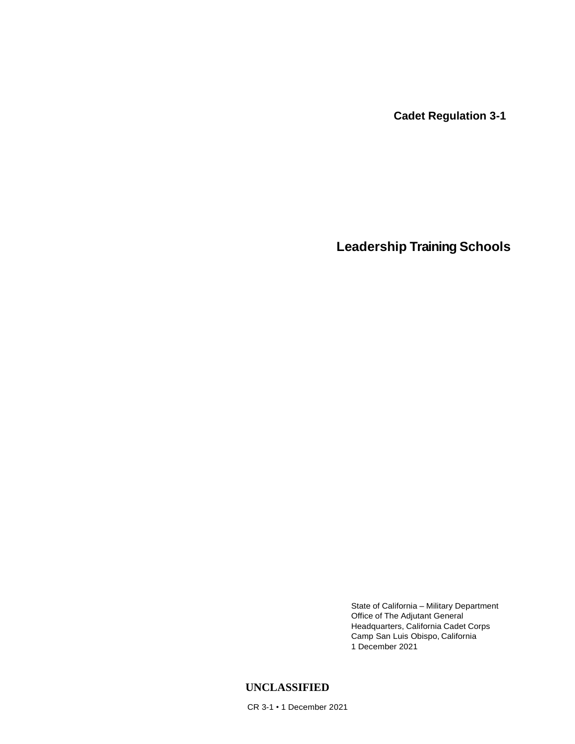**Cadet Regulation 3-1**

# Leadership Training Schools

State of California – Military Department
Office of The Adjutant General
Headquarters, California Cadet Corps
Camp San Luis Obispo, California
1 December 2021

**UNCLASSIFIED**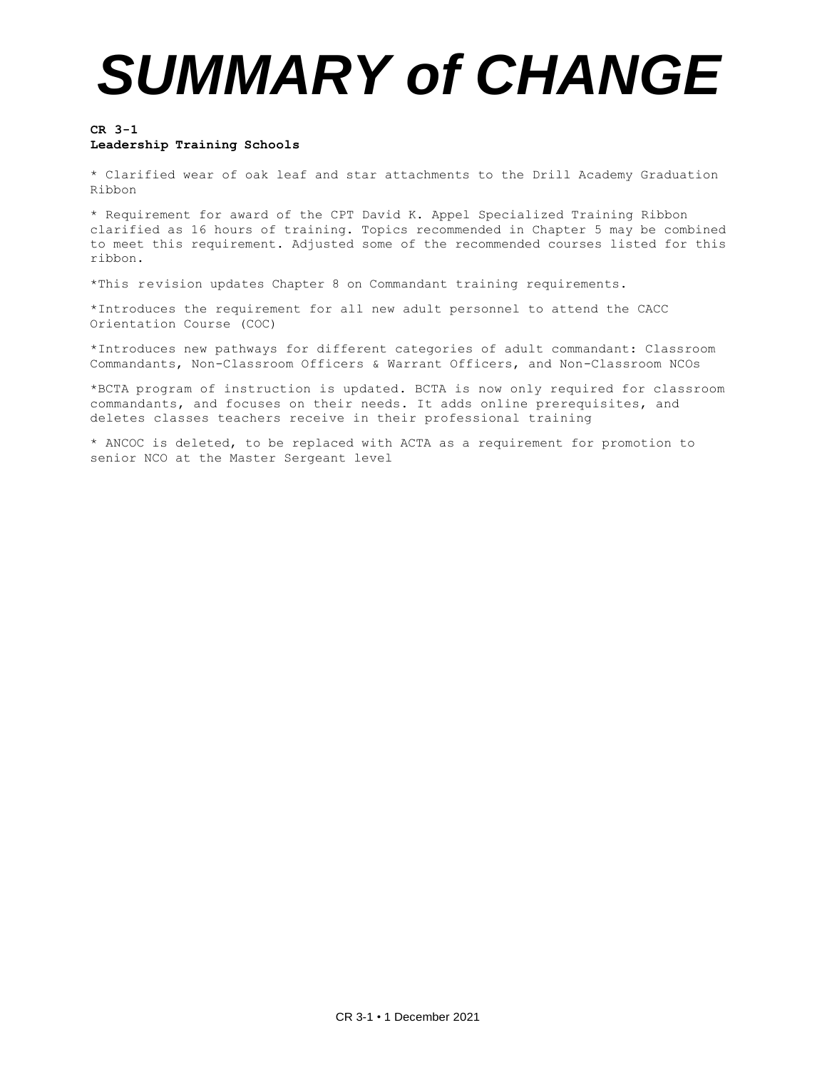# SUMMARY of CHANGE

**CR 3-1**
**Leadership Training Schools**

* Clarified wear of oak leaf and star attachments to the Drill Academy Graduation Ribbon

* Requirement for award of the CPT David K. Appel Specialized Training Ribbon clarified as 16 hours of training. Topics recommended in Chapter 5 may be combined to meet this requirement. Adjusted some of the recommended courses listed for this ribbon.

*This revision updates Chapter 8 on Commandant training requirements.

*Introduces the requirement for all new adult personnel to attend the CACC Orientation Course (COC)

*Introduces new pathways for different categories of adult commandant: Classroom Commandants, Non-Classroom Officers & Warrant Officers, and Non-Classroom NCOs

*BCTA program of instruction is updated. BCTA is now only required for classroom commandants, and focuses on their needs. It adds online prerequisites, and deletes classes teachers receive in their professional training

* ANCOC is deleted, to be replaced with ACTA as a requirement for promotion to senior NCO at the Master Sergeant level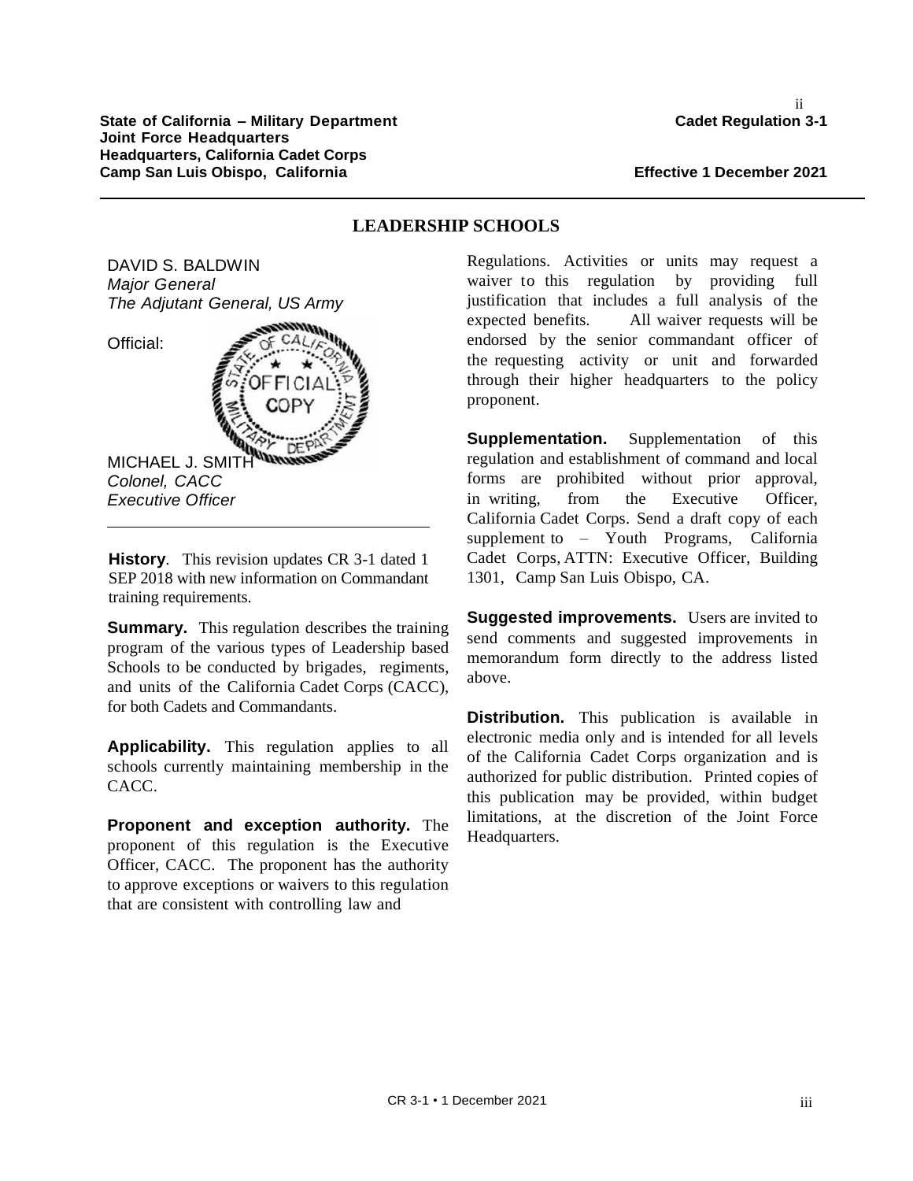**State of California – Military Department**
**Joint Force Headquarters**
**Headquarters, California Cadet Corps**
**Camp San Luis Obispo, California**

**Cadet Regulation 3-1**

**Effective 1 December 2021**

# LEADERSHIP SCHOOLS

DAVID S. BALDWIN
*Major General*
*The Adjutant General, US Army*

Official:

OF CALIFORNIA
OFFICIAL
COPY
STATE
MILITARY DEPARTMENT

MICHAEL J. SMITH
*Colonel, CACC*
*Executive Officer*

---

**History**. This revision updates CR 3-1 dated 1 SEP 2018 with new information on Commandant training requirements.

**Summary.** This regulation describes the training program of the various types of Leadership based Schools to be conducted by brigades, regiments, and units of the California Cadet Corps (CACC), for both Cadets and Commandants.

**Applicability.** This regulation applies to all schools currently maintaining membership in the CACC.

**Proponent and exception authority.** The proponent of this regulation is the Executive Officer, CACC. The proponent has the authority to approve exceptions or waivers to this regulation that are consistent with controlling law and Regulations. Activities or units may request a waiver to this regulation by providing full justification that includes a full analysis of the expected benefits. All waiver requests will be endorsed by the senior commandant officer of the requesting activity or unit and forwarded through their higher headquarters to the policy proponent.

**Supplementation.** Supplementation of this regulation and establishment of command and local forms are prohibited without prior approval, in writing, from the Executive Officer, California Cadet Corps. Send a draft copy of each supplement to – Youth Programs, California Cadet Corps, ATTN: Executive Officer, Building 1301, Camp San Luis Obispo, CA.

**Suggested improvements.** Users are invited to send comments and suggested improvements in memorandum form directly to the address listed above.

**Distribution.** This publication is available in electronic media only and is intended for all levels of the California Cadet Corps organization and is authorized for public distribution. Printed copies of this publication may be provided, within budget limitations, at the discretion of the Joint Force Headquarters.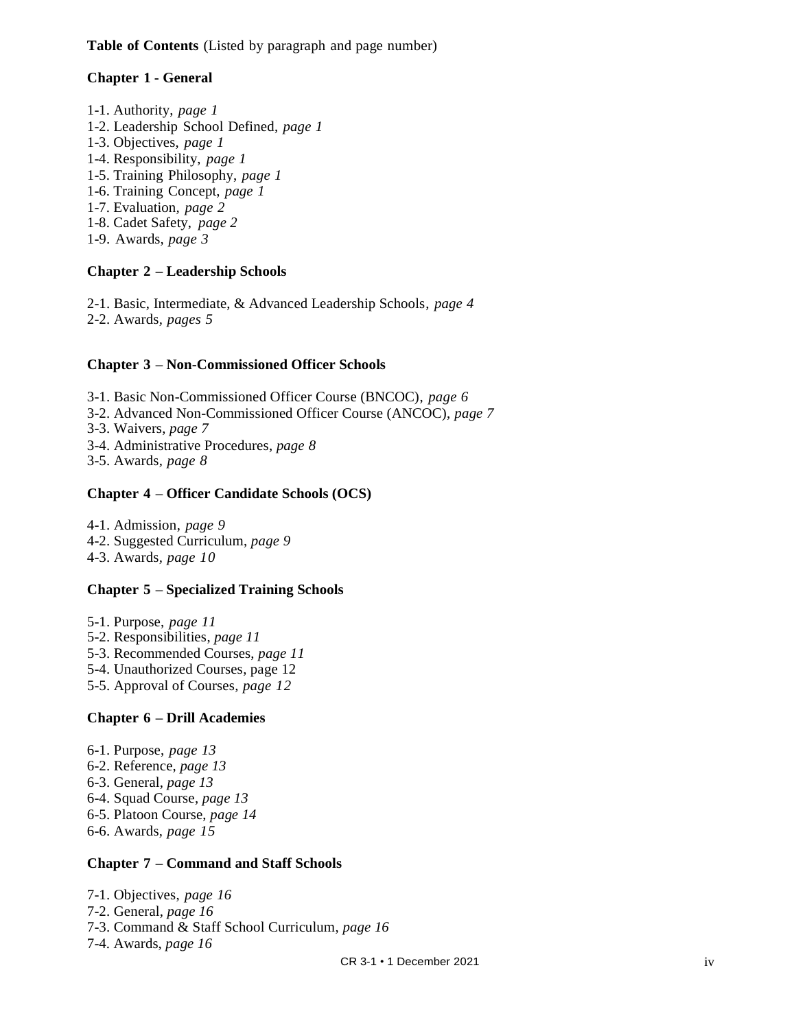**Table of Contents** (Listed by paragraph and page number)

**Chapter 1 - General**

1-1. Authority, *page 1*
1-2. Leadership School Defined, *page 1*
1-3. Objectives, *page 1*
1-4. Responsibility, *page 1*
1-5. Training Philosophy, *page 1*
1-6. Training Concept, *page 1*
1-7. Evaluation, *page 2*
1-8. Cadet Safety, *page 2*
1-9. Awards, *page 3*

**Chapter 2 – Leadership Schools**

2-1. Basic, Intermediate, & Advanced Leadership Schools, *page 4*
2-2. Awards, *pages 5*

**Chapter 3 – Non-Commissioned Officer Schools**

3-1. Basic Non-Commissioned Officer Course (BNCOC), *page 6*
3-2. Advanced Non-Commissioned Officer Course (ANCOC), *page 7*
3-3. Waivers, *page 7*
3-4. Administrative Procedures, *page 8*
3-5. Awards, *page 8*

**Chapter 4 – Officer Candidate Schools (OCS)**

4-1. Admission, *page 9*
4-2. Suggested Curriculum, *page 9*
4-3. Awards, *page 10*

**Chapter 5 – Specialized Training Schools**

5-1. Purpose, *page 11*
5-2. Responsibilities, *page 11*
5-3. Recommended Courses, *page 11*
5-4. Unauthorized Courses, page 12
5-5. Approval of Courses, *page 12*

**Chapter 6 – Drill Academies**

6-1. Purpose, *page 13*
6-2. Reference, *page 13*
6-3. General, *page 13*
6-4. Squad Course, *page 13*
6-5. Platoon Course, *page 14*
6-6. Awards, *page 15*

**Chapter 7 – Command and Staff Schools**

7-1. Objectives, *page 16*
7-2. General, *page 16*
7-3. Command & Staff School Curriculum, *page 16*
7-4. Awards, *page 16*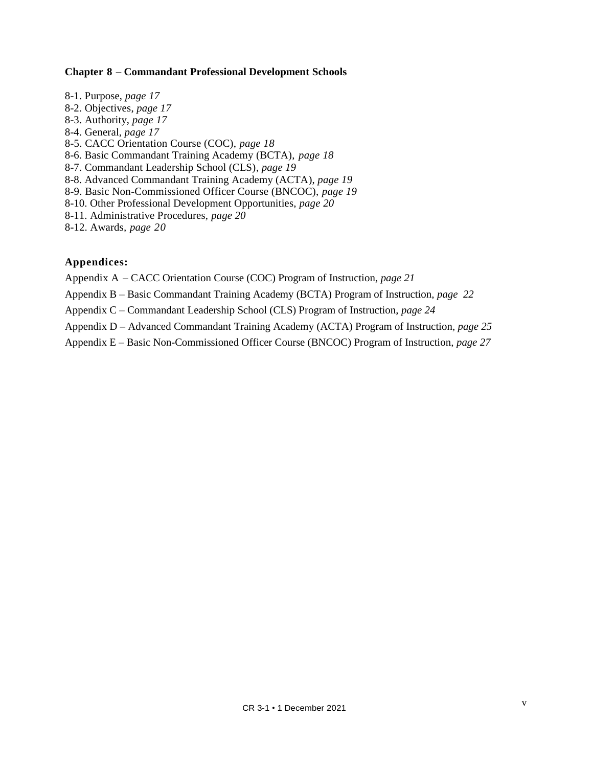**Chapter 8 – Commandant Professional Development Schools**

8-1. Purpose, *page 17*
8-2. Objectives, *page 17*
8-3. Authority, *page 17*
8-4. General, *page 17*
8-5. CACC Orientation Course (COC), *page 18*
8-6. Basic Commandant Training Academy (BCTA), *page 18*
8-7. Commandant Leadership School (CLS), *page 19*
8-8. Advanced Commandant Training Academy (ACTA), *page 19*
8-9. Basic Non-Commissioned Officer Course (BNCOC), *page 19*
8-10. Other Professional Development Opportunities, *page 20*
8-11. Administrative Procedures, *page 20*
8-12. Awards, *page 20*

**Appendices:**

Appendix A – CACC Orientation Course (COC) Program of Instruction, *page 21*

Appendix B – Basic Commandant Training Academy (BCTA) Program of Instruction, *page 22*

Appendix C – Commandant Leadership School (CLS) Program of Instruction, *page 24*

Appendix D – Advanced Commandant Training Academy (ACTA) Program of Instruction, *page 25*

Appendix E – Basic Non-Commissioned Officer Course (BNCOC) Program of Instruction, *page 27*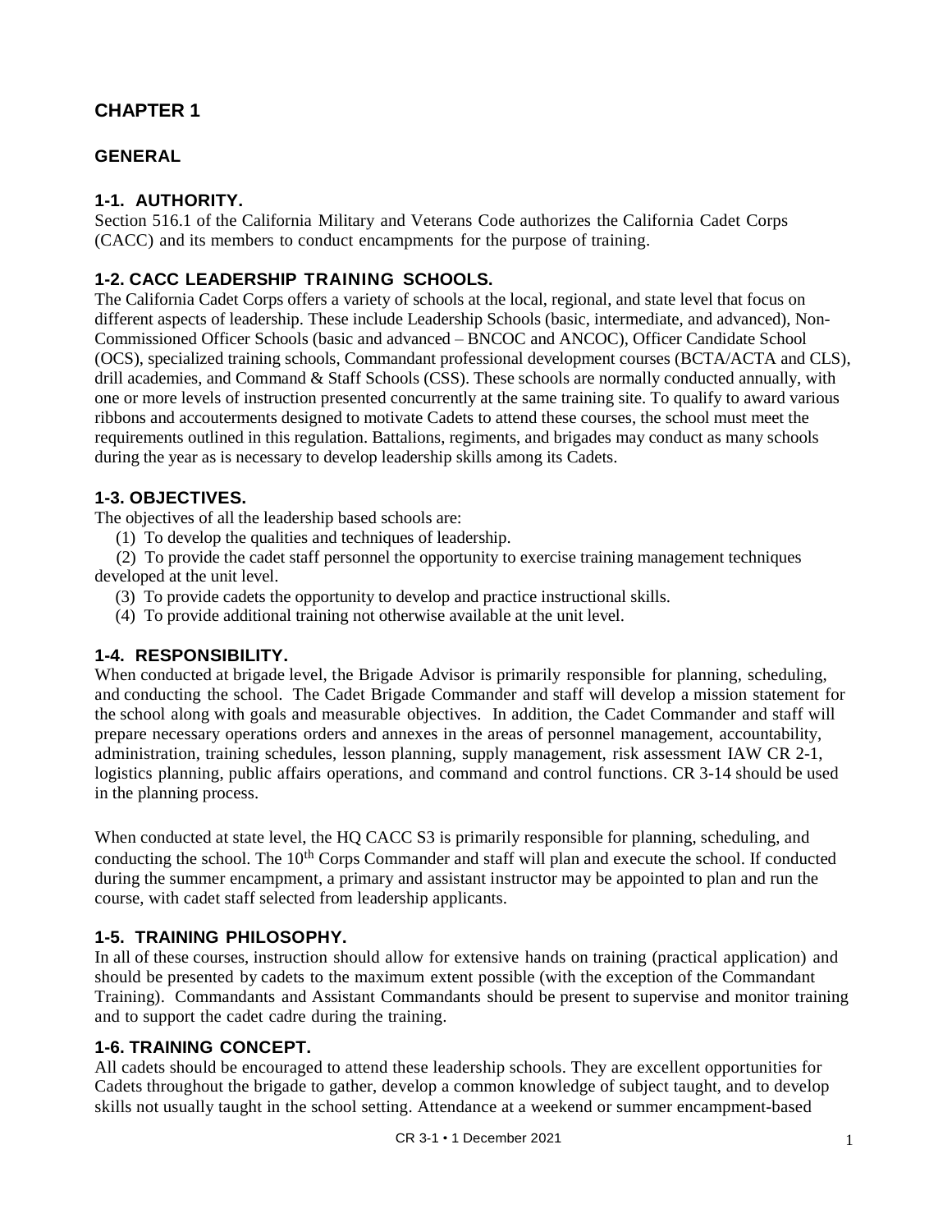# CHAPTER 1

## GENERAL

### 1-1. AUTHORITY.

Section 516.1 of the California Military and Veterans Code authorizes the California Cadet Corps (CACC) and its members to conduct encampments for the purpose of training.

### 1-2. CACC LEADERSHIP TRAINING SCHOOLS.

The California Cadet Corps offers a variety of schools at the local, regional, and state level that focus on different aspects of leadership. These include Leadership Schools (basic, intermediate, and advanced), Non-Commissioned Officer Schools (basic and advanced – BNCOC and ANCOC), Officer Candidate School (OCS), specialized training schools, Commandant professional development courses (BCTA/ACTA and CLS), drill academies, and Command & Staff Schools (CSS). These schools are normally conducted annually, with one or more levels of instruction presented concurrently at the same training site. To qualify to award various ribbons and accouterments designed to motivate Cadets to attend these courses, the school must meet the requirements outlined in this regulation. Battalions, regiments, and brigades may conduct as many schools during the year as is necessary to develop leadership skills among its Cadets.

### 1-3. OBJECTIVES.

The objectives of all the leadership based schools are:

(1) To develop the qualities and techniques of leadership.

(2) To provide the cadet staff personnel the opportunity to exercise training management techniques developed at the unit level.

(3) To provide cadets the opportunity to develop and practice instructional skills.

(4) To provide additional training not otherwise available at the unit level.

### 1-4. RESPONSIBILITY.

When conducted at brigade level, the Brigade Advisor is primarily responsible for planning, scheduling, and conducting the school. The Cadet Brigade Commander and staff will develop a mission statement for the school along with goals and measurable objectives. In addition, the Cadet Commander and staff will prepare necessary operations orders and annexes in the areas of personnel management, accountability, administration, training schedules, lesson planning, supply management, risk assessment IAW CR 2-1, logistics planning, public affairs operations, and command and control functions. CR 3-14 should be used in the planning process.

When conducted at state level, the HQ CACC S3 is primarily responsible for planning, scheduling, and conducting the school. The 10th Corps Commander and staff will plan and execute the school. If conducted during the summer encampment, a primary and assistant instructor may be appointed to plan and run the course, with cadet staff selected from leadership applicants.

### 1-5. TRAINING PHILOSOPHY.

In all of these courses, instruction should allow for extensive hands on training (practical application) and should be presented by cadets to the maximum extent possible (with the exception of the Commandant Training). Commandants and Assistant Commandants should be present to supervise and monitor training and to support the cadet cadre during the training.

### 1-6. TRAINING CONCEPT.

All cadets should be encouraged to attend these leadership schools. They are excellent opportunities for Cadets throughout the brigade to gather, develop a common knowledge of subject taught, and to develop skills not usually taught in the school setting. Attendance at a weekend or summer encampment-based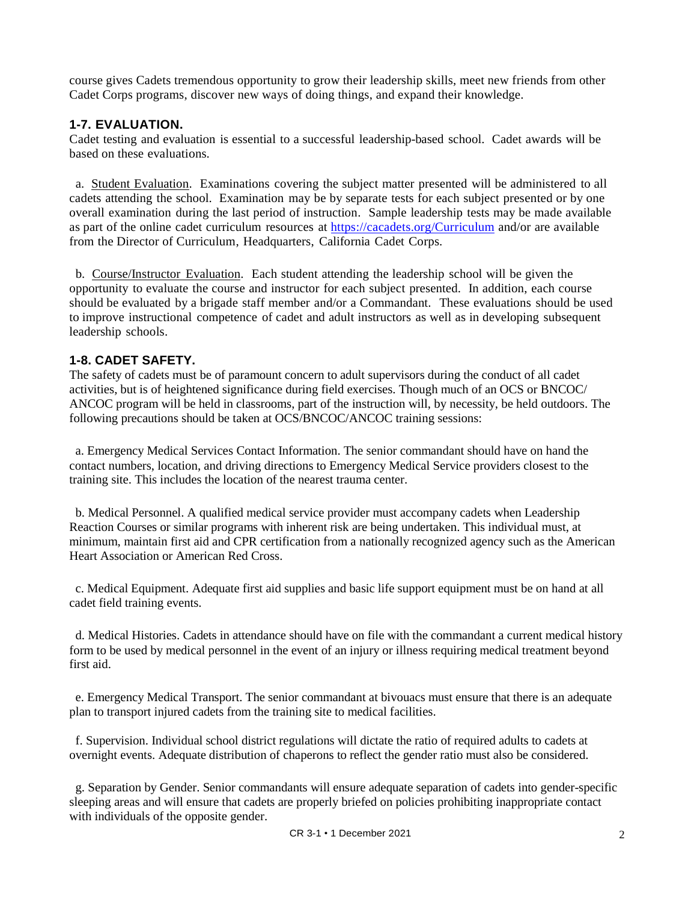course gives Cadets tremendous opportunity to grow their leadership skills, meet new friends from other Cadet Corps programs, discover new ways of doing things, and expand their knowledge.

### 1-7. EVALUATION.

Cadet testing and evaluation is essential to a successful leadership-based school. Cadet awards will be based on these evaluations.

a. Student Evaluation. Examinations covering the subject matter presented will be administered to all cadets attending the school. Examination may be by separate tests for each subject presented or by one overall examination during the last period of instruction. Sample leadership tests may be made available as part of the online cadet curriculum resources at https://cacadets.org/Curriculum and/or are available from the Director of Curriculum, Headquarters, California Cadet Corps.

b. Course/Instructor Evaluation. Each student attending the leadership school will be given the opportunity to evaluate the course and instructor for each subject presented. In addition, each course should be evaluated by a brigade staff member and/or a Commandant. These evaluations should be used to improve instructional competence of cadet and adult instructors as well as in developing subsequent leadership schools.

### 1-8. CADET SAFETY.

The safety of cadets must be of paramount concern to adult supervisors during the conduct of all cadet activities, but is of heightened significance during field exercises. Though much of an OCS or BNCOC/ ANCOC program will be held in classrooms, part of the instruction will, by necessity, be held outdoors. The following precautions should be taken at OCS/BNCOC/ANCOC training sessions:

a. Emergency Medical Services Contact Information. The senior commandant should have on hand the contact numbers, location, and driving directions to Emergency Medical Service providers closest to the training site. This includes the location of the nearest trauma center.

b. Medical Personnel. A qualified medical service provider must accompany cadets when Leadership Reaction Courses or similar programs with inherent risk are being undertaken. This individual must, at minimum, maintain first aid and CPR certification from a nationally recognized agency such as the American Heart Association or American Red Cross.

c. Medical Equipment. Adequate first aid supplies and basic life support equipment must be on hand at all cadet field training events.

d. Medical Histories. Cadets in attendance should have on file with the commandant a current medical history form to be used by medical personnel in the event of an injury or illness requiring medical treatment beyond first aid.

e. Emergency Medical Transport. The senior commandant at bivouacs must ensure that there is an adequate plan to transport injured cadets from the training site to medical facilities.

f. Supervision. Individual school district regulations will dictate the ratio of required adults to cadets at overnight events. Adequate distribution of chaperons to reflect the gender ratio must also be considered.

g. Separation by Gender. Senior commandants will ensure adequate separation of cadets into gender-specific sleeping areas and will ensure that cadets are properly briefed on policies prohibiting inappropriate contact with individuals of the opposite gender.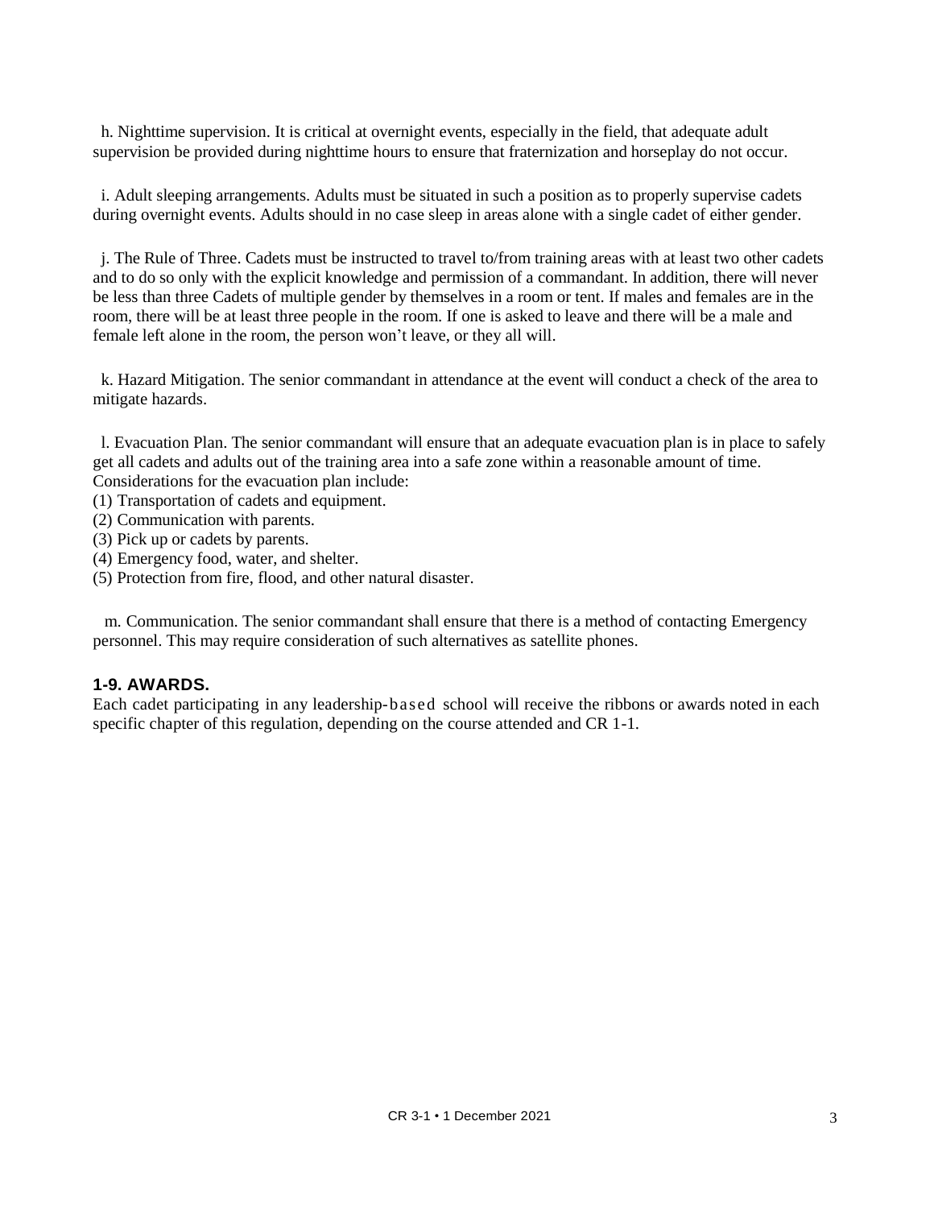h. Nighttime supervision. It is critical at overnight events, especially in the field, that adequate adult supervision be provided during nighttime hours to ensure that fraternization and horseplay do not occur.

i. Adult sleeping arrangements. Adults must be situated in such a position as to properly supervise cadets during overnight events. Adults should in no case sleep in areas alone with a single cadet of either gender.

j. The Rule of Three. Cadets must be instructed to travel to/from training areas with at least two other cadets and to do so only with the explicit knowledge and permission of a commandant. In addition, there will never be less than three Cadets of multiple gender by themselves in a room or tent. If males and females are in the room, there will be at least three people in the room. If one is asked to leave and there will be a male and female left alone in the room, the person won't leave, or they all will.

k. Hazard Mitigation. The senior commandant in attendance at the event will conduct a check of the area to mitigate hazards.

l. Evacuation Plan. The senior commandant will ensure that an adequate evacuation plan is in place to safely get all cadets and adults out of the training area into a safe zone within a reasonable amount of time. Considerations for the evacuation plan include:
(1) Transportation of cadets and equipment.
(2) Communication with parents.
(3) Pick up or cadets by parents.
(4) Emergency food, water, and shelter.
(5) Protection from fire, flood, and other natural disaster.

m. Communication. The senior commandant shall ensure that there is a method of contacting Emergency personnel. This may require consideration of such alternatives as satellite phones.

### 1-9. AWARDS.

Each cadet participating in any leadership-based school will receive the ribbons or awards noted in each specific chapter of this regulation, depending on the course attended and CR 1-1.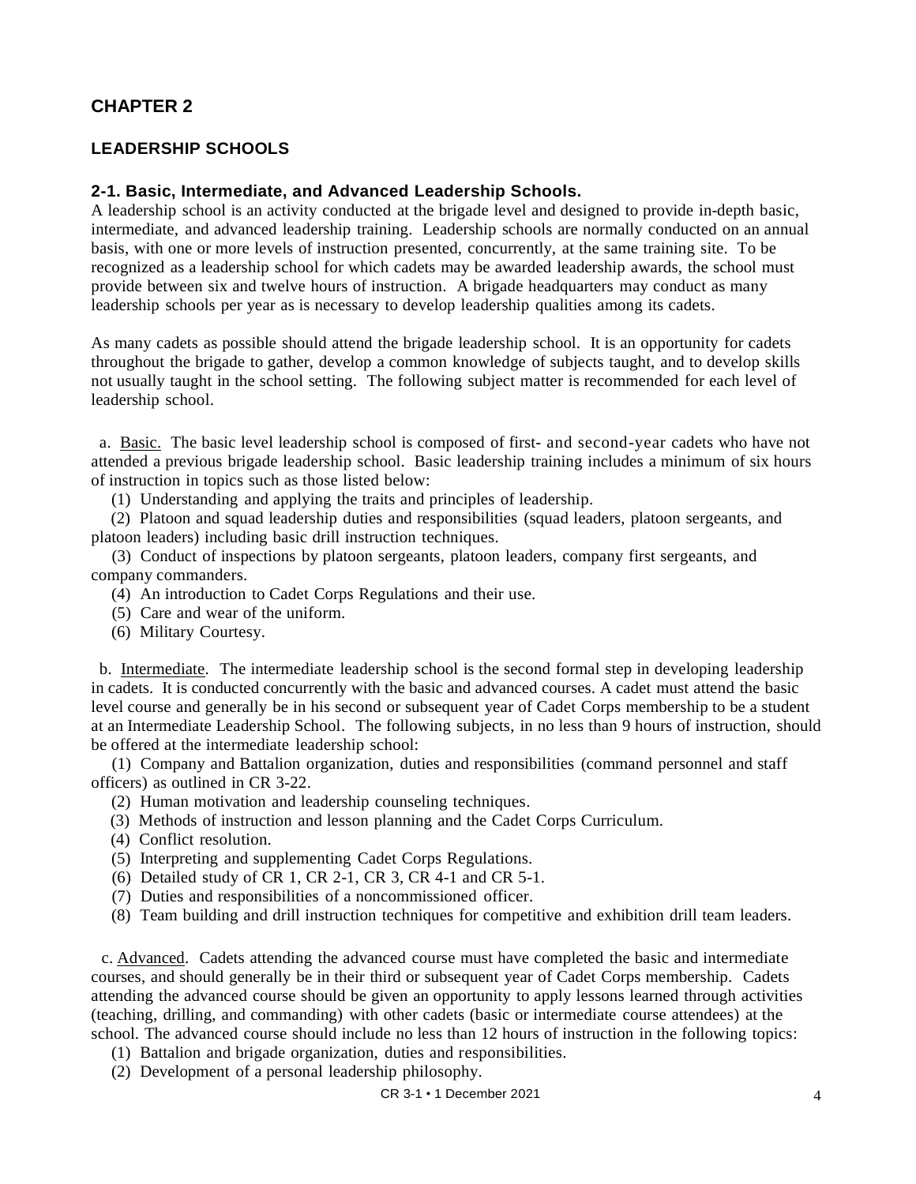# CHAPTER 2

## LEADERSHIP SCHOOLS

### 2-1. Basic, Intermediate, and Advanced Leadership Schools.

A leadership school is an activity conducted at the brigade level and designed to provide in-depth basic, intermediate, and advanced leadership training. Leadership schools are normally conducted on an annual basis, with one or more levels of instruction presented, concurrently, at the same training site. To be recognized as a leadership school for which cadets may be awarded leadership awards, the school must provide between six and twelve hours of instruction. A brigade headquarters may conduct as many leadership schools per year as is necessary to develop leadership qualities among its cadets.

As many cadets as possible should attend the brigade leadership school. It is an opportunity for cadets throughout the brigade to gather, develop a common knowledge of subjects taught, and to develop skills not usually taught in the school setting. The following subject matter is recommended for each level of leadership school.

a. <u>Basic.</u> The basic level leadership school is composed of first- and second-year cadets who have not attended a previous brigade leadership school. Basic leadership training includes a minimum of six hours of instruction in topics such as those listed below:

(1) Understanding and applying the traits and principles of leadership.

(2) Platoon and squad leadership duties and responsibilities (squad leaders, platoon sergeants, and platoon leaders) including basic drill instruction techniques.

(3) Conduct of inspections by platoon sergeants, platoon leaders, company first sergeants, and company commanders.

(4) An introduction to Cadet Corps Regulations and their use.

(5) Care and wear of the uniform.

(6) Military Courtesy.

b. <u>Intermediate</u>. The intermediate leadership school is the second formal step in developing leadership in cadets. It is conducted concurrently with the basic and advanced courses. A cadet must attend the basic level course and generally be in his second or subsequent year of Cadet Corps membership to be a student at an Intermediate Leadership School. The following subjects, in no less than 9 hours of instruction, should be offered at the intermediate leadership school:

(1) Company and Battalion organization, duties and responsibilities (command personnel and staff officers) as outlined in CR 3-22.

(2) Human motivation and leadership counseling techniques.

(3) Methods of instruction and lesson planning and the Cadet Corps Curriculum.

(4) Conflict resolution.

(5) Interpreting and supplementing Cadet Corps Regulations.

(6) Detailed study of CR 1, CR 2-1, CR 3, CR 4-1 and CR 5-1.

(7) Duties and responsibilities of a noncommissioned officer.

(8) Team building and drill instruction techniques for competitive and exhibition drill team leaders.

c. <u>Advanced</u>. Cadets attending the advanced course must have completed the basic and intermediate courses, and should generally be in their third or subsequent year of Cadet Corps membership. Cadets attending the advanced course should be given an opportunity to apply lessons learned through activities (teaching, drilling, and commanding) with other cadets (basic or intermediate course attendees) at the school. The advanced course should include no less than 12 hours of instruction in the following topics:

(1) Battalion and brigade organization, duties and responsibilities.

(2) Development of a personal leadership philosophy.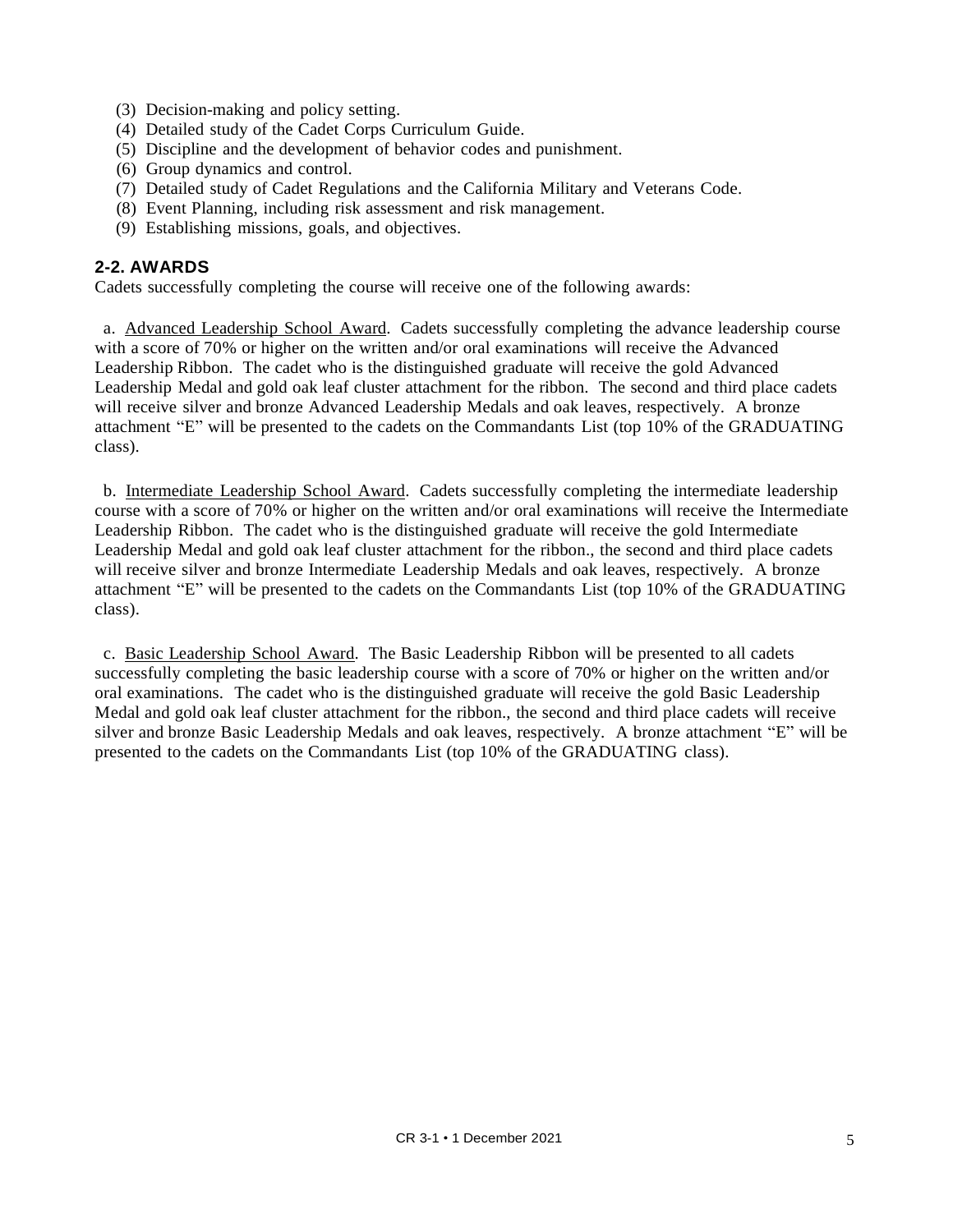(3) Decision-making and policy setting.
(4) Detailed study of the Cadet Corps Curriculum Guide.
(5) Discipline and the development of behavior codes and punishment.
(6) Group dynamics and control.
(7) Detailed study of Cadet Regulations and the California Military and Veterans Code.
(8) Event Planning, including risk assessment and risk management.
(9) Establishing missions, goals, and objectives.

## 2-2. AWARDS

Cadets successfully completing the course will receive one of the following awards:

a. Advanced Leadership School Award. Cadets successfully completing the advance leadership course with a score of 70% or higher on the written and/or oral examinations will receive the Advanced Leadership Ribbon. The cadet who is the distinguished graduate will receive the gold Advanced Leadership Medal and gold oak leaf cluster attachment for the ribbon. The second and third place cadets will receive silver and bronze Advanced Leadership Medals and oak leaves, respectively. A bronze attachment "E" will be presented to the cadets on the Commandants List (top 10% of the GRADUATING class).

b. Intermediate Leadership School Award. Cadets successfully completing the intermediate leadership course with a score of 70% or higher on the written and/or oral examinations will receive the Intermediate Leadership Ribbon. The cadet who is the distinguished graduate will receive the gold Intermediate Leadership Medal and gold oak leaf cluster attachment for the ribbon., the second and third place cadets will receive silver and bronze Intermediate Leadership Medals and oak leaves, respectively. A bronze attachment "E" will be presented to the cadets on the Commandants List (top 10% of the GRADUATING class).

c. Basic Leadership School Award. The Basic Leadership Ribbon will be presented to all cadets successfully completing the basic leadership course with a score of 70% or higher on the written and/or oral examinations. The cadet who is the distinguished graduate will receive the gold Basic Leadership Medal and gold oak leaf cluster attachment for the ribbon., the second and third place cadets will receive silver and bronze Basic Leadership Medals and oak leaves, respectively. A bronze attachment "E" will be presented to the cadets on the Commandants List (top 10% of the GRADUATING class).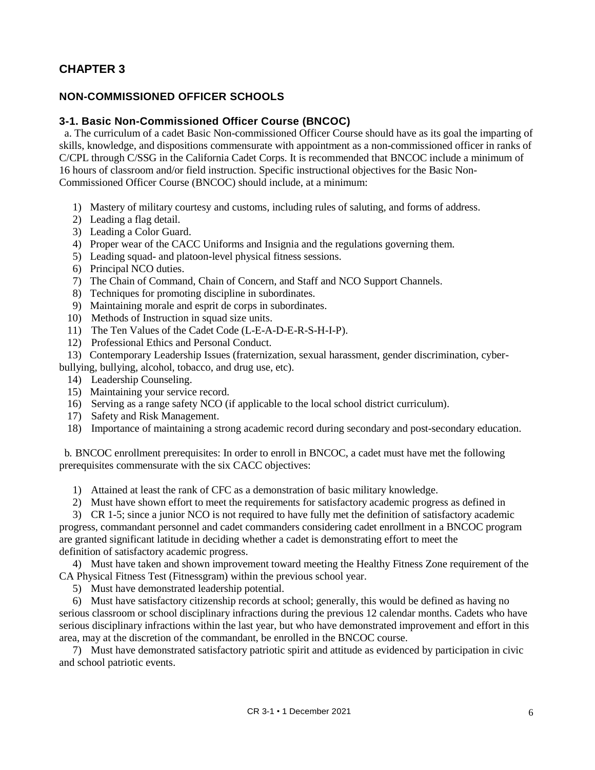# CHAPTER 3

## NON-COMMISSIONED OFFICER SCHOOLS

### 3-1. Basic Non-Commissioned Officer Course (BNCOC)

a. The curriculum of a cadet Basic Non-commissioned Officer Course should have as its goal the imparting of skills, knowledge, and dispositions commensurate with appointment as a non-commissioned officer in ranks of C/CPL through C/SSG in the California Cadet Corps. It is recommended that BNCOC include a minimum of 16 hours of classroom and/or field instruction. Specific instructional objectives for the Basic Non-Commissioned Officer Course (BNCOC) should include, at a minimum:

1) Mastery of military courtesy and customs, including rules of saluting, and forms of address.
2) Leading a flag detail.
3) Leading a Color Guard.
4) Proper wear of the CACC Uniforms and Insignia and the regulations governing them.
5) Leading squad- and platoon-level physical fitness sessions.
6) Principal NCO duties.
7) The Chain of Command, Chain of Concern, and Staff and NCO Support Channels.
8) Techniques for promoting discipline in subordinates.
9) Maintaining morale and esprit de corps in subordinates.
10) Methods of Instruction in squad size units.
11) The Ten Values of the Cadet Code (L-E-A-D-E-R-S-H-I-P).
12) Professional Ethics and Personal Conduct.
13) Contemporary Leadership Issues (fraternization, sexual harassment, gender discrimination, cyber-bullying, bullying, alcohol, tobacco, and drug use, etc).
14) Leadership Counseling.
15) Maintaining your service record.
16) Serving as a range safety NCO (if applicable to the local school district curriculum).
17) Safety and Risk Management.
18) Importance of maintaining a strong academic record during secondary and post-secondary education.

b. BNCOC enrollment prerequisites: In order to enroll in BNCOC, a cadet must have met the following prerequisites commensurate with the six CACC objectives:

1) Attained at least the rank of CFC as a demonstration of basic military knowledge.
2) Must have shown effort to meet the requirements for satisfactory academic progress as defined in
3) CR 1-5; since a junior NCO is not required to have fully met the definition of satisfactory academic progress, commandant personnel and cadet commanders considering cadet enrollment in a BNCOC program are granted significant latitude in deciding whether a cadet is demonstrating effort to meet the definition of satisfactory academic progress.
4) Must have taken and shown improvement toward meeting the Healthy Fitness Zone requirement of the CA Physical Fitness Test (Fitnessgram) within the previous school year.
5) Must have demonstrated leadership potential.
6) Must have satisfactory citizenship records at school; generally, this would be defined as having no serious classroom or school disciplinary infractions during the previous 12 calendar months. Cadets who have serious disciplinary infractions within the last year, but who have demonstrated improvement and effort in this area, may at the discretion of the commandant, be enrolled in the BNCOC course.
7) Must have demonstrated satisfactory patriotic spirit and attitude as evidenced by participation in civic and school patriotic events.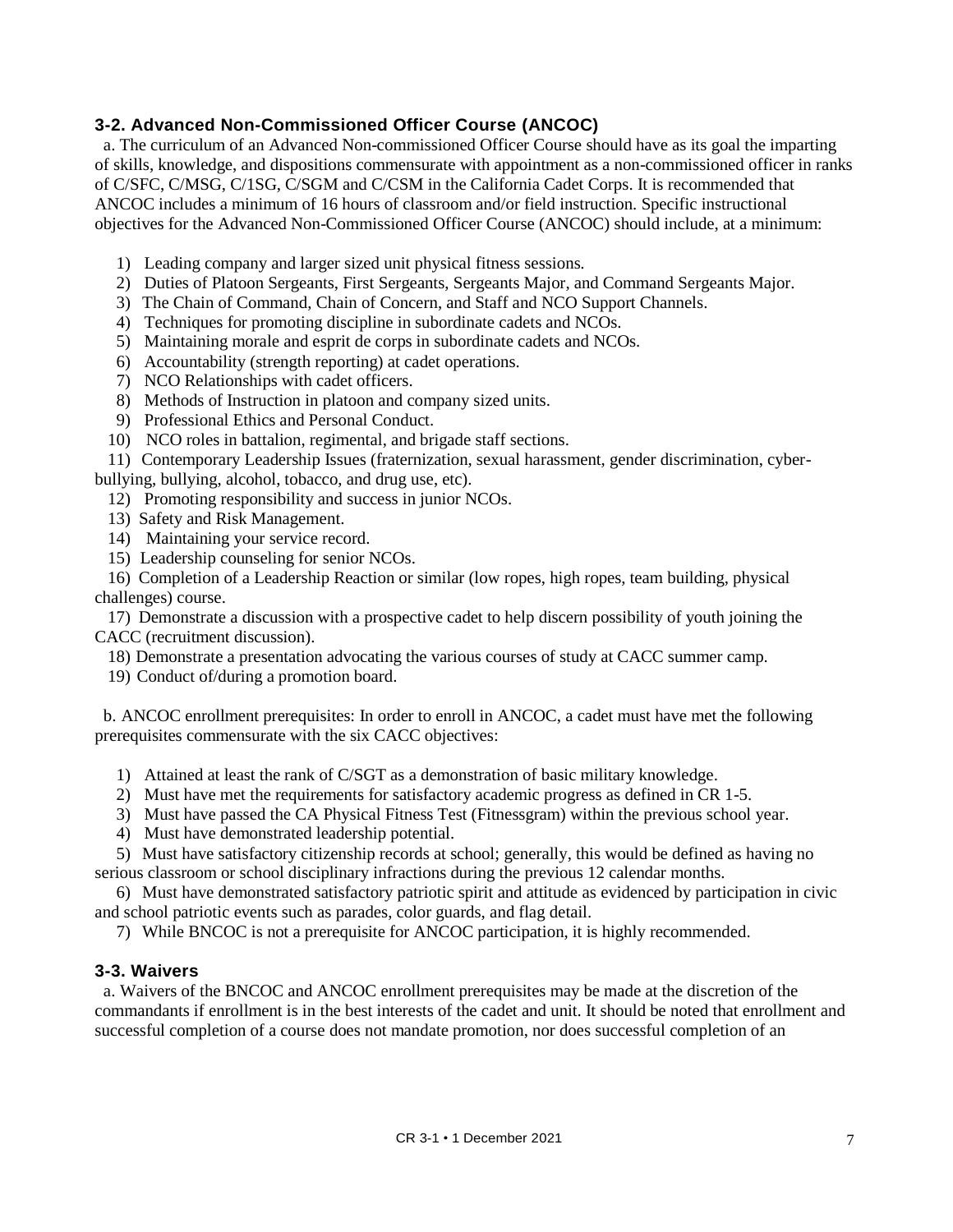### 3-2. Advanced Non-Commissioned Officer Course (ANCOC)

a. The curriculum of an Advanced Non-commissioned Officer Course should have as its goal the imparting of skills, knowledge, and dispositions commensurate with appointment as a non-commissioned officer in ranks of C/SFC, C/MSG, C/1SG, C/SGM and C/CSM in the California Cadet Corps. It is recommended that ANCOC includes a minimum of 16 hours of classroom and/or field instruction. Specific instructional objectives for the Advanced Non-Commissioned Officer Course (ANCOC) should include, at a minimum:

1) Leading company and larger sized unit physical fitness sessions.
2) Duties of Platoon Sergeants, First Sergeants, Sergeants Major, and Command Sergeants Major.
3) The Chain of Command, Chain of Concern, and Staff and NCO Support Channels.
4) Techniques for promoting discipline in subordinate cadets and NCOs.
5) Maintaining morale and esprit de corps in subordinate cadets and NCOs.
6) Accountability (strength reporting) at cadet operations.
7) NCO Relationships with cadet officers.
8) Methods of Instruction in platoon and company sized units.
9) Professional Ethics and Personal Conduct.
10) NCO roles in battalion, regimental, and brigade staff sections.
11) Contemporary Leadership Issues (fraternization, sexual harassment, gender discrimination, cyber-bullying, bullying, alcohol, tobacco, and drug use, etc).
12) Promoting responsibility and success in junior NCOs.
13) Safety and Risk Management.
14) Maintaining your service record.
15) Leadership counseling for senior NCOs.
16) Completion of a Leadership Reaction or similar (low ropes, high ropes, team building, physical challenges) course.
17) Demonstrate a discussion with a prospective cadet to help discern possibility of youth joining the CACC (recruitment discussion).
18) Demonstrate a presentation advocating the various courses of study at CACC summer camp.
19) Conduct of/during a promotion board.

b. ANCOC enrollment prerequisites: In order to enroll in ANCOC, a cadet must have met the following prerequisites commensurate with the six CACC objectives:

1) Attained at least the rank of C/SGT as a demonstration of basic military knowledge.
2) Must have met the requirements for satisfactory academic progress as defined in CR 1-5.
3) Must have passed the CA Physical Fitness Test (Fitnessgram) within the previous school year.
4) Must have demonstrated leadership potential.
5) Must have satisfactory citizenship records at school; generally, this would be defined as having no serious classroom or school disciplinary infractions during the previous 12 calendar months.
6) Must have demonstrated satisfactory patriotic spirit and attitude as evidenced by participation in civic and school patriotic events such as parades, color guards, and flag detail.
7) While BNCOC is not a prerequisite for ANCOC participation, it is highly recommended.

### 3-3. Waivers

a. Waivers of the BNCOC and ANCOC enrollment prerequisites may be made at the discretion of the commandants if enrollment is in the best interests of the cadet and unit. It should be noted that enrollment and successful completion of a course does not mandate promotion, nor does successful completion of an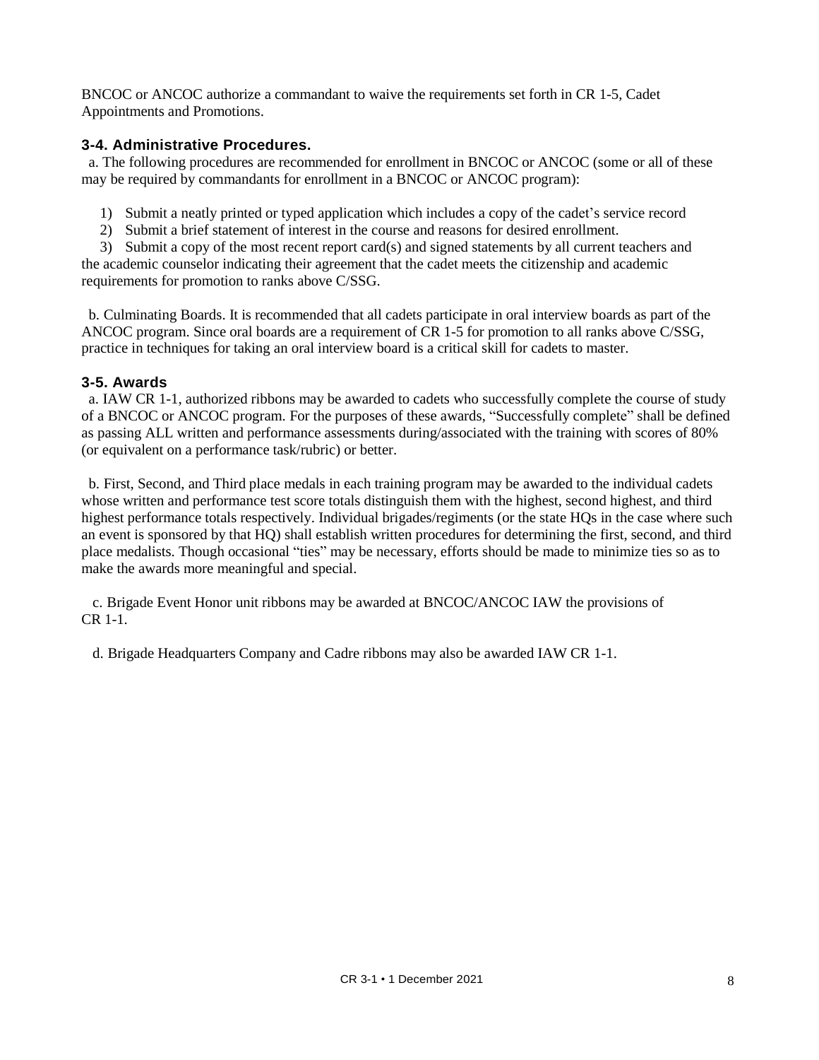BNCOC or ANCOC authorize a commandant to waive the requirements set forth in CR 1-5, Cadet Appointments and Promotions.

### 3-4. Administrative Procedures.

a. The following procedures are recommended for enrollment in BNCOC or ANCOC (some or all of these may be required by commandants for enrollment in a BNCOC or ANCOC program):

1) Submit a neatly printed or typed application which includes a copy of the cadet's service record
2) Submit a brief statement of interest in the course and reasons for desired enrollment.
3) Submit a copy of the most recent report card(s) and signed statements by all current teachers and the academic counselor indicating their agreement that the cadet meets the citizenship and academic requirements for promotion to ranks above C/SSG.

b. Culminating Boards. It is recommended that all cadets participate in oral interview boards as part of the ANCOC program. Since oral boards are a requirement of CR 1-5 for promotion to all ranks above C/SSG, practice in techniques for taking an oral interview board is a critical skill for cadets to master.

### 3-5. Awards

a. IAW CR 1-1, authorized ribbons may be awarded to cadets who successfully complete the course of study of a BNCOC or ANCOC program. For the purposes of these awards, "Successfully complete" shall be defined as passing ALL written and performance assessments during/associated with the training with scores of 80% (or equivalent on a performance task/rubric) or better.

b. First, Second, and Third place medals in each training program may be awarded to the individual cadets whose written and performance test score totals distinguish them with the highest, second highest, and third highest performance totals respectively. Individual brigades/regiments (or the state HQs in the case where such an event is sponsored by that HQ) shall establish written procedures for determining the first, second, and third place medalists. Though occasional "ties" may be necessary, efforts should be made to minimize ties so as to make the awards more meaningful and special.

c. Brigade Event Honor unit ribbons may be awarded at BNCOC/ANCOC IAW the provisions of CR 1-1.

d. Brigade Headquarters Company and Cadre ribbons may also be awarded IAW CR 1-1.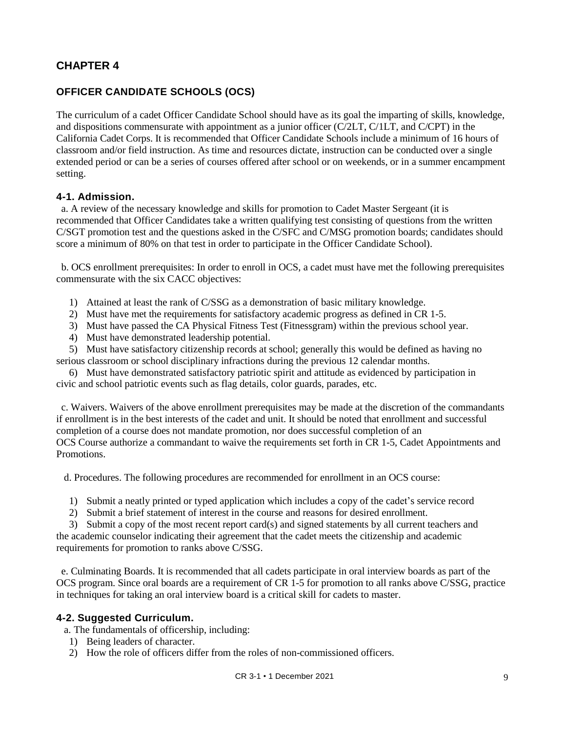## CHAPTER 4

### OFFICER CANDIDATE SCHOOLS (OCS)

The curriculum of a cadet Officer Candidate School should have as its goal the imparting of skills, knowledge, and dispositions commensurate with appointment as a junior officer (C/2LT, C/1LT, and C/CPT) in the California Cadet Corps. It is recommended that Officer Candidate Schools include a minimum of 16 hours of classroom and/or field instruction. As time and resources dictate, instruction can be conducted over a single extended period or can be a series of courses offered after school or on weekends, or in a summer encampment setting.

#### 4-1. Admission.

a. A review of the necessary knowledge and skills for promotion to Cadet Master Sergeant (it is recommended that Officer Candidates take a written qualifying test consisting of questions from the written C/SGT promotion test and the questions asked in the C/SFC and C/MSG promotion boards; candidates should score a minimum of 80% on that test in order to participate in the Officer Candidate School).

b. OCS enrollment prerequisites: In order to enroll in OCS, a cadet must have met the following prerequisites commensurate with the six CACC objectives:

1) Attained at least the rank of C/SSG as a demonstration of basic military knowledge.
2) Must have met the requirements for satisfactory academic progress as defined in CR 1-5.
3) Must have passed the CA Physical Fitness Test (Fitnessgram) within the previous school year.
4) Must have demonstrated leadership potential.
5) Must have satisfactory citizenship records at school; generally this would be defined as having no serious classroom or school disciplinary infractions during the previous 12 calendar months.
6) Must have demonstrated satisfactory patriotic spirit and attitude as evidenced by participation in civic and school patriotic events such as flag details, color guards, parades, etc.

c. Waivers. Waivers of the above enrollment prerequisites may be made at the discretion of the commandants if enrollment is in the best interests of the cadet and unit. It should be noted that enrollment and successful completion of a course does not mandate promotion, nor does successful completion of an OCS Course authorize a commandant to waive the requirements set forth in CR 1-5, Cadet Appointments and Promotions.

d. Procedures. The following procedures are recommended for enrollment in an OCS course:

1) Submit a neatly printed or typed application which includes a copy of the cadet's service record
2) Submit a brief statement of interest in the course and reasons for desired enrollment.
3) Submit a copy of the most recent report card(s) and signed statements by all current teachers and the academic counselor indicating their agreement that the cadet meets the citizenship and academic requirements for promotion to ranks above C/SSG.

e. Culminating Boards. It is recommended that all cadets participate in oral interview boards as part of the OCS program. Since oral boards are a requirement of CR 1-5 for promotion to all ranks above C/SSG, practice in techniques for taking an oral interview board is a critical skill for cadets to master.

#### 4-2. Suggested Curriculum.

a. The fundamentals of officership, including:

1) Being leaders of character.
2) How the role of officers differ from the roles of non-commissioned officers.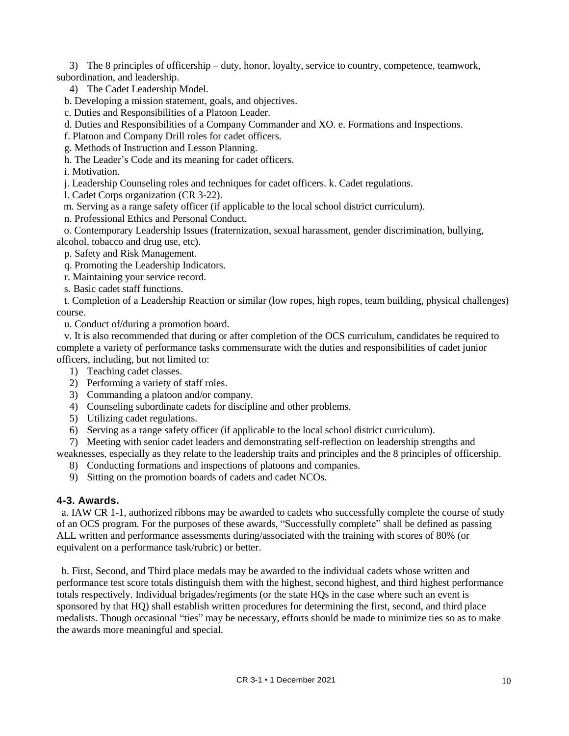3) The 8 principles of officership – duty, honor, loyalty, service to country, competence, teamwork, subordination, and leadership.

4) The Cadet Leadership Model.

b. Developing a mission statement, goals, and objectives.

c. Duties and Responsibilities of a Platoon Leader.

d. Duties and Responsibilities of a Company Commander and XO. e. Formations and Inspections.

f. Platoon and Company Drill roles for cadet officers.

g. Methods of Instruction and Lesson Planning.

h. The Leader's Code and its meaning for cadet officers.

i. Motivation.

j. Leadership Counseling roles and techniques for cadet officers. k. Cadet regulations.

l. Cadet Corps organization (CR 3-22).

m. Serving as a range safety officer (if applicable to the local school district curriculum).

n. Professional Ethics and Personal Conduct.

o. Contemporary Leadership Issues (fraternization, sexual harassment, gender discrimination, bullying, alcohol, tobacco and drug use, etc).

p. Safety and Risk Management.

q. Promoting the Leadership Indicators.

r. Maintaining your service record.

s. Basic cadet staff functions.

t. Completion of a Leadership Reaction or similar (low ropes, high ropes, team building, physical challenges) course.

u. Conduct of/during a promotion board.

v. It is also recommended that during or after completion of the OCS curriculum, candidates be required to complete a variety of performance tasks commensurate with the duties and responsibilities of cadet junior officers, including, but not limited to:

1) Teaching cadet classes.
2) Performing a variety of staff roles.
3) Commanding a platoon and/or company.
4) Counseling subordinate cadets for discipline and other problems.
5) Utilizing cadet regulations.
6) Serving as a range safety officer (if applicable to the local school district curriculum).
7) Meeting with senior cadet leaders and demonstrating self-reflection on leadership strengths and weaknesses, especially as they relate to the leadership traits and principles and the 8 principles of officership.
8) Conducting formations and inspections of platoons and companies.
9) Sitting on the promotion boards of cadets and cadet NCOs.

### 4-3. Awards.

a. IAW CR 1-1, authorized ribbons may be awarded to cadets who successfully complete the course of study of an OCS program. For the purposes of these awards, "Successfully complete" shall be defined as passing ALL written and performance assessments during/associated with the training with scores of 80% (or equivalent on a performance task/rubric) or better.

b. First, Second, and Third place medals may be awarded to the individual cadets whose written and performance test score totals distinguish them with the highest, second highest, and third highest performance totals respectively. Individual brigades/regiments (or the state HQs in the case where such an event is sponsored by that HQ) shall establish written procedures for determining the first, second, and third place medalists. Though occasional "ties" may be necessary, efforts should be made to minimize ties so as to make the awards more meaningful and special.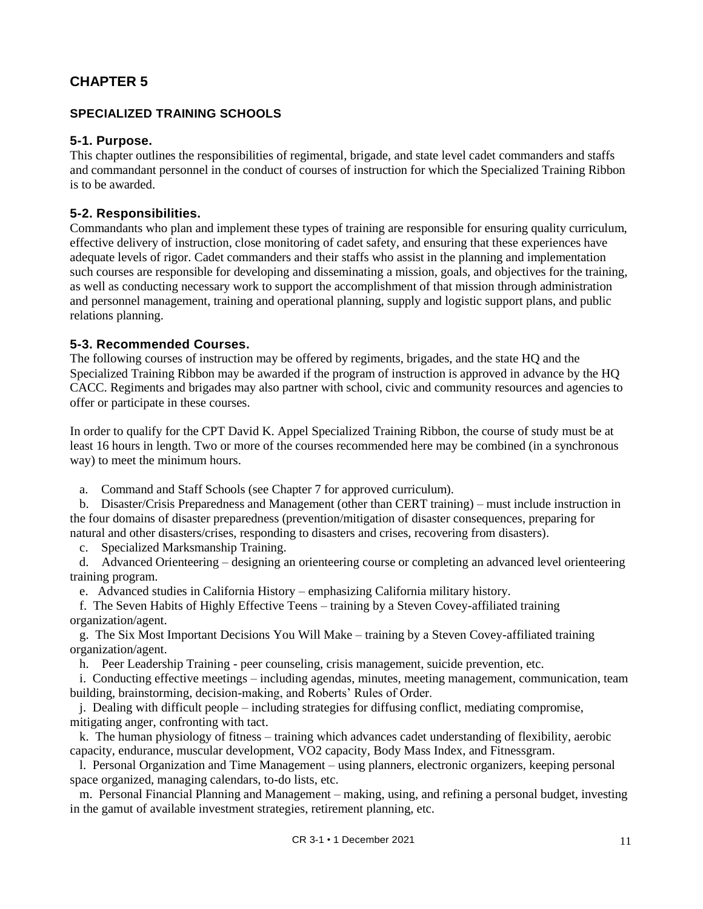# CHAPTER 5

## SPECIALIZED TRAINING SCHOOLS

### 5-1. Purpose.

This chapter outlines the responsibilities of regimental, brigade, and state level cadet commanders and staffs and commandant personnel in the conduct of courses of instruction for which the Specialized Training Ribbon is to be awarded.

### 5-2. Responsibilities.

Commandants who plan and implement these types of training are responsible for ensuring quality curriculum, effective delivery of instruction, close monitoring of cadet safety, and ensuring that these experiences have adequate levels of rigor. Cadet commanders and their staffs who assist in the planning and implementation such courses are responsible for developing and disseminating a mission, goals, and objectives for the training, as well as conducting necessary work to support the accomplishment of that mission through administration and personnel management, training and operational planning, supply and logistic support plans, and public relations planning.

### 5-3. Recommended Courses.

The following courses of instruction may be offered by regiments, brigades, and the state HQ and the Specialized Training Ribbon may be awarded if the program of instruction is approved in advance by the HQ CACC. Regiments and brigades may also partner with school, civic and community resources and agencies to offer or participate in these courses.

In order to qualify for the CPT David K. Appel Specialized Training Ribbon, the course of study must be at least 16 hours in length. Two or more of the courses recommended here may be combined (in a synchronous way) to meet the minimum hours.

a. Command and Staff Schools (see Chapter 7 for approved curriculum).

b. Disaster/Crisis Preparedness and Management (other than CERT training) – must include instruction in the four domains of disaster preparedness (prevention/mitigation of disaster consequences, preparing for natural and other disasters/crises, responding to disasters and crises, recovering from disasters).

c. Specialized Marksmanship Training.

d. Advanced Orienteering – designing an orienteering course or completing an advanced level orienteering training program.

e. Advanced studies in California History – emphasizing California military history.

f. The Seven Habits of Highly Effective Teens – training by a Steven Covey-affiliated training organization/agent.

g. The Six Most Important Decisions You Will Make – training by a Steven Covey-affiliated training organization/agent.

h. Peer Leadership Training - peer counseling, crisis management, suicide prevention, etc.

i. Conducting effective meetings – including agendas, minutes, meeting management, communication, team building, brainstorming, decision-making, and Roberts' Rules of Order.

j. Dealing with difficult people – including strategies for diffusing conflict, mediating compromise, mitigating anger, confronting with tact.

k. The human physiology of fitness – training which advances cadet understanding of flexibility, aerobic capacity, endurance, muscular development, VO2 capacity, Body Mass Index, and Fitnessgram.

l. Personal Organization and Time Management – using planners, electronic organizers, keeping personal space organized, managing calendars, to-do lists, etc.

m. Personal Financial Planning and Management – making, using, and refining a personal budget, investing in the gamut of available investment strategies, retirement planning, etc.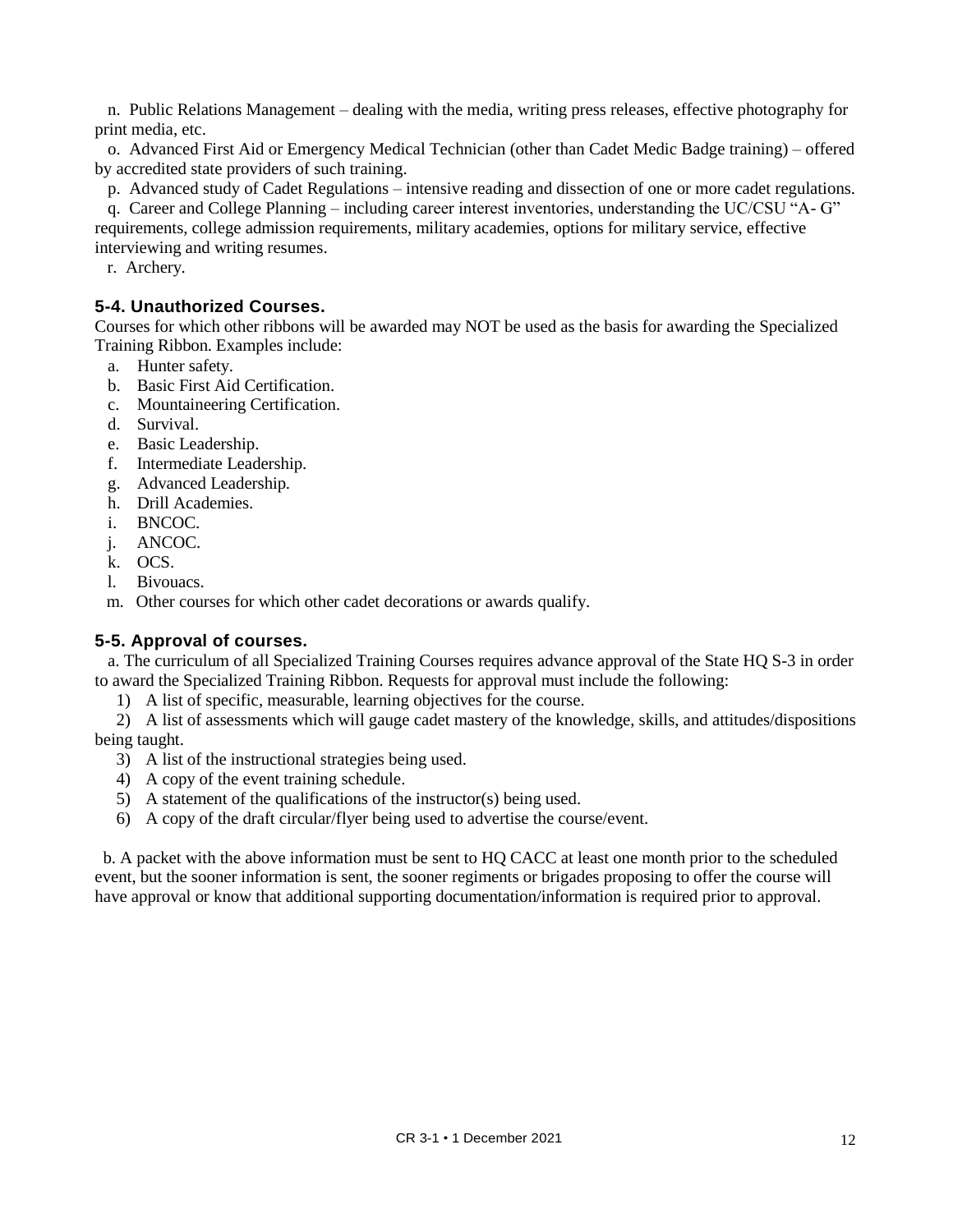n. Public Relations Management – dealing with the media, writing press releases, effective photography for print media, etc.

o. Advanced First Aid or Emergency Medical Technician (other than Cadet Medic Badge training) – offered by accredited state providers of such training.

p. Advanced study of Cadet Regulations – intensive reading and dissection of one or more cadet regulations.

q. Career and College Planning – including career interest inventories, understanding the UC/CSU "A- G" requirements, college admission requirements, military academies, options for military service, effective interviewing and writing resumes.

r. Archery.

### 5-4. Unauthorized Courses.

Courses for which other ribbons will be awarded may NOT be used as the basis for awarding the Specialized Training Ribbon. Examples include:

a. Hunter safety.
b. Basic First Aid Certification.
c. Mountaineering Certification.
d. Survival.
e. Basic Leadership.
f. Intermediate Leadership.
g. Advanced Leadership.
h. Drill Academies.
i. BNCOC.
j. ANCOC.
k. OCS.
l. Bivouacs.
m. Other courses for which other cadet decorations or awards qualify.

### 5-5. Approval of courses.

a. The curriculum of all Specialized Training Courses requires advance approval of the State HQ S-3 in order to award the Specialized Training Ribbon. Requests for approval must include the following:

1) A list of specific, measurable, learning objectives for the course.
2) A list of assessments which will gauge cadet mastery of the knowledge, skills, and attitudes/dispositions being taught.
3) A list of the instructional strategies being used.
4) A copy of the event training schedule.
5) A statement of the qualifications of the instructor(s) being used.
6) A copy of the draft circular/flyer being used to advertise the course/event.

b. A packet with the above information must be sent to HQ CACC at least one month prior to the scheduled event, but the sooner information is sent, the sooner regiments or brigades proposing to offer the course will have approval or know that additional supporting documentation/information is required prior to approval.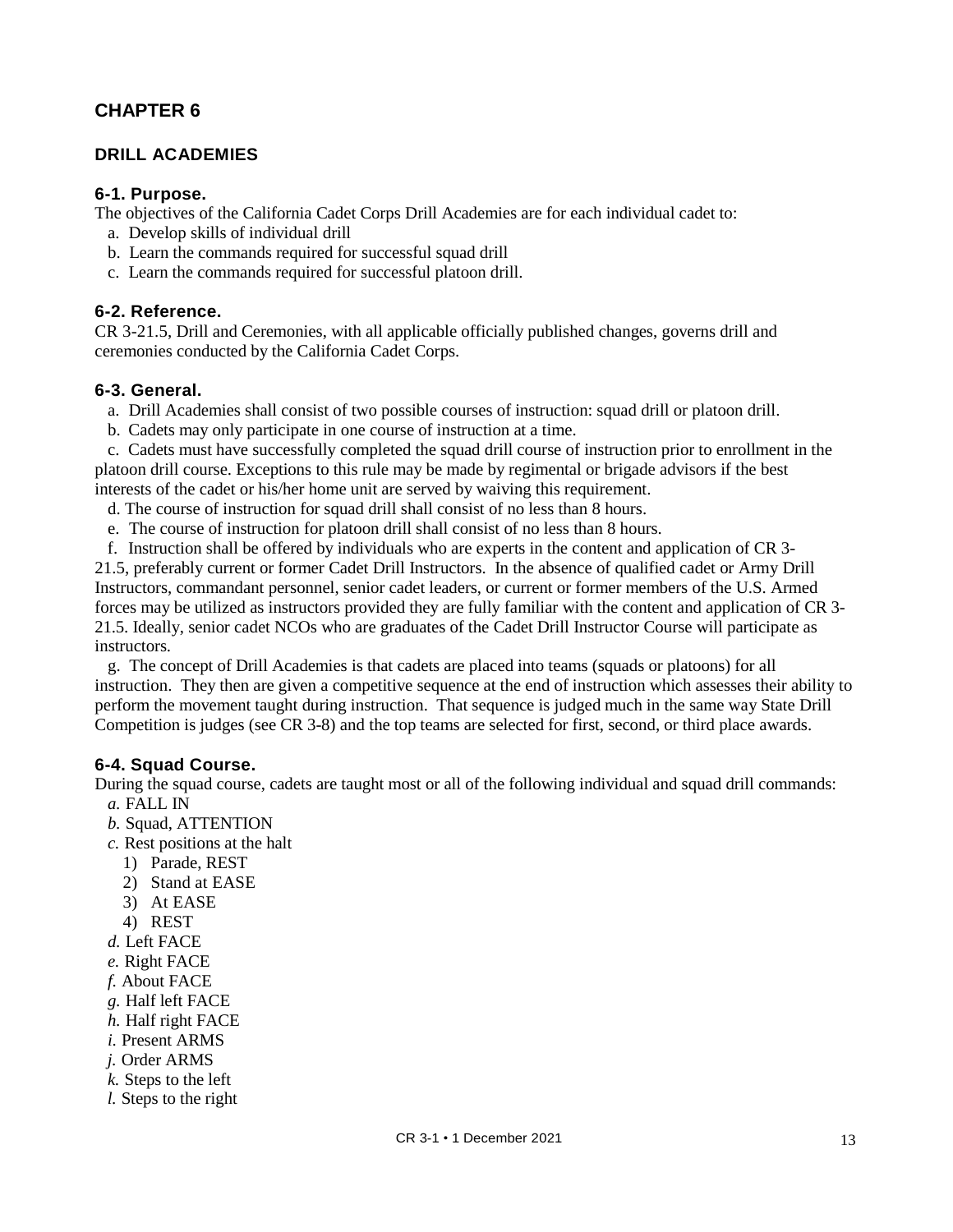# CHAPTER 6

## DRILL ACADEMIES

### 6-1. Purpose.

The objectives of the California Cadet Corps Drill Academies are for each individual cadet to:

a. Develop skills of individual drill
b. Learn the commands required for successful squad drill
c. Learn the commands required for successful platoon drill.

### 6-2. Reference.

CR 3-21.5, Drill and Ceremonies, with all applicable officially published changes, governs drill and ceremonies conducted by the California Cadet Corps.

### 6-3. General.

a. Drill Academies shall consist of two possible courses of instruction: squad drill or platoon drill.

b. Cadets may only participate in one course of instruction at a time.

c. Cadets must have successfully completed the squad drill course of instruction prior to enrollment in the platoon drill course. Exceptions to this rule may be made by regimental or brigade advisors if the best interests of the cadet or his/her home unit are served by waiving this requirement.

d. The course of instruction for squad drill shall consist of no less than 8 hours.

e. The course of instruction for platoon drill shall consist of no less than 8 hours.

f. Instruction shall be offered by individuals who are experts in the content and application of CR 3-21.5, preferably current or former Cadet Drill Instructors. In the absence of qualified cadet or Army Drill Instructors, commandant personnel, senior cadet leaders, or current or former members of the U.S. Armed forces may be utilized as instructors provided they are fully familiar with the content and application of CR 3-21.5. Ideally, senior cadet NCOs who are graduates of the Cadet Drill Instructor Course will participate as instructors.

g. The concept of Drill Academies is that cadets are placed into teams (squads or platoons) for all instruction. They then are given a competitive sequence at the end of instruction which assesses their ability to perform the movement taught during instruction. That sequence is judged much in the same way State Drill Competition is judges (see CR 3-8) and the top teams are selected for first, second, or third place awards.

### 6-4. Squad Course.

During the squad course, cadets are taught most or all of the following individual and squad drill commands:

*a.* FALL IN
*b.* Squad, ATTENTION
*c.* Rest positions at the halt
   1) Parade, REST
   2) Stand at EASE
   3) At EASE
   4) REST
*d.* Left FACE
*e.* Right FACE
*f.* About FACE
*g.* Half left FACE
*h.* Half right FACE
*i.* Present ARMS
*j.* Order ARMS
*k.* Steps to the left
*l.* Steps to the right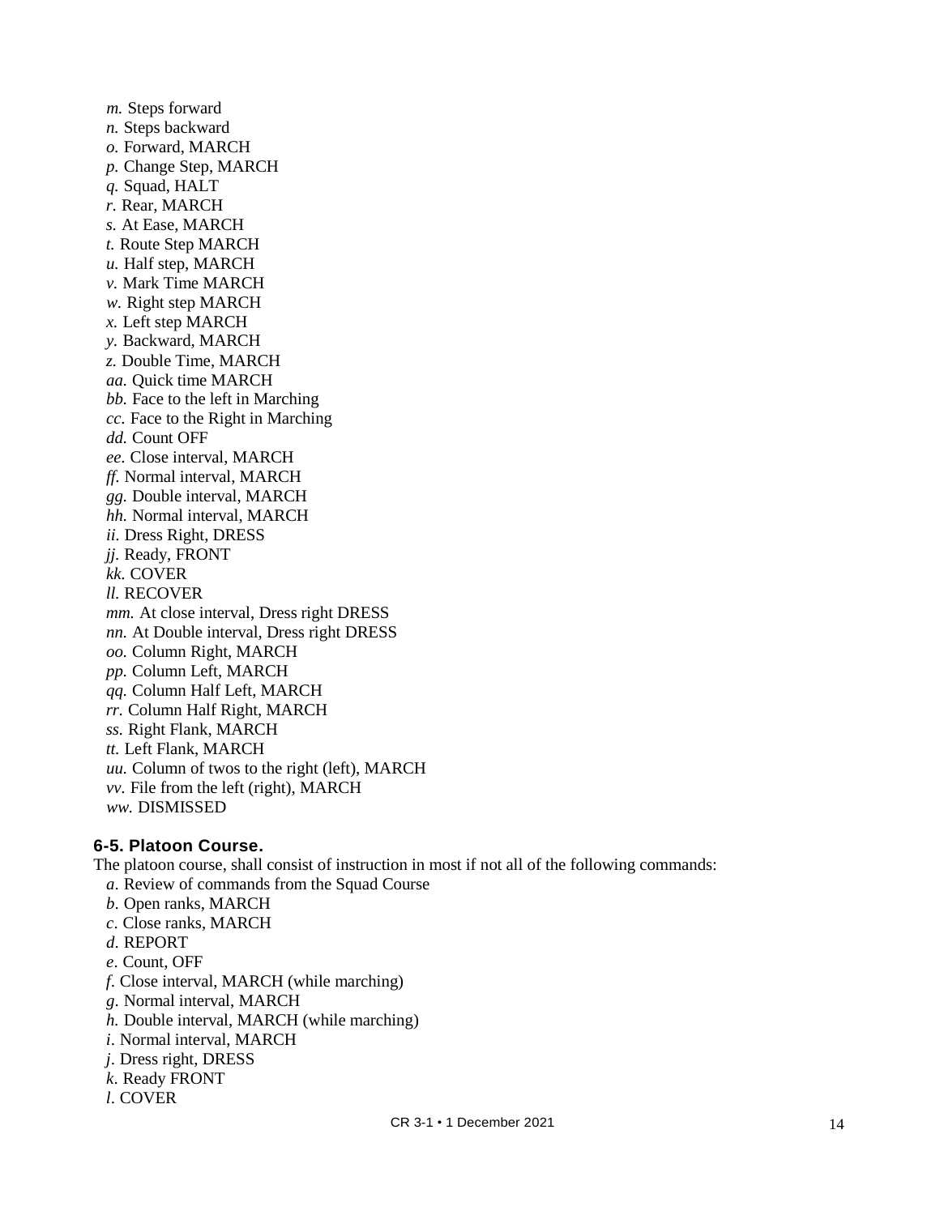*m.* Steps forward
*n.* Steps backward
*o.* Forward, MARCH
*p.* Change Step, MARCH
*q.* Squad, HALT
*r.* Rear, MARCH
*s.* At Ease, MARCH
*t.* Route Step MARCH
*u.* Half step, MARCH
*v.* Mark Time MARCH
*w.* Right step MARCH
*x.* Left step MARCH
*y.* Backward, MARCH
*z.* Double Time, MARCH
*aa.* Quick time MARCH
*bb.* Face to the left in Marching
*cc.* Face to the Right in Marching
*dd.* Count OFF
*ee.* Close interval, MARCH
*ff.* Normal interval, MARCH
*gg.* Double interval, MARCH
*hh.* Normal interval, MARCH
*ii.* Dress Right, DRESS
*jj.* Ready, FRONT
*kk.* COVER
*ll.* RECOVER
*mm.* At close interval, Dress right DRESS
*nn.* At Double interval, Dress right DRESS
*oo.* Column Right, MARCH
*pp.* Column Left, MARCH
*qq.* Column Half Left, MARCH
*rr.* Column Half Right, MARCH
*ss.* Right Flank, MARCH
*tt.* Left Flank, MARCH
*uu.* Column of twos to the right (left), MARCH
*vv.* File from the left (right), MARCH
*ww.* DISMISSED

### 6-5. Platoon Course.

The platoon course, shall consist of instruction in most if not all of the following commands:

*a.* Review of commands from the Squad Course
*b.* Open ranks, MARCH
*c.* Close ranks, MARCH
*d.* REPORT
*e.* Count, OFF
*f.* Close interval, MARCH (while marching)
*g.* Normal interval, MARCH
*h.* Double interval, MARCH (while marching)
*i.* Normal interval, MARCH
*j.* Dress right, DRESS
*k.* Ready FRONT
*l.* COVER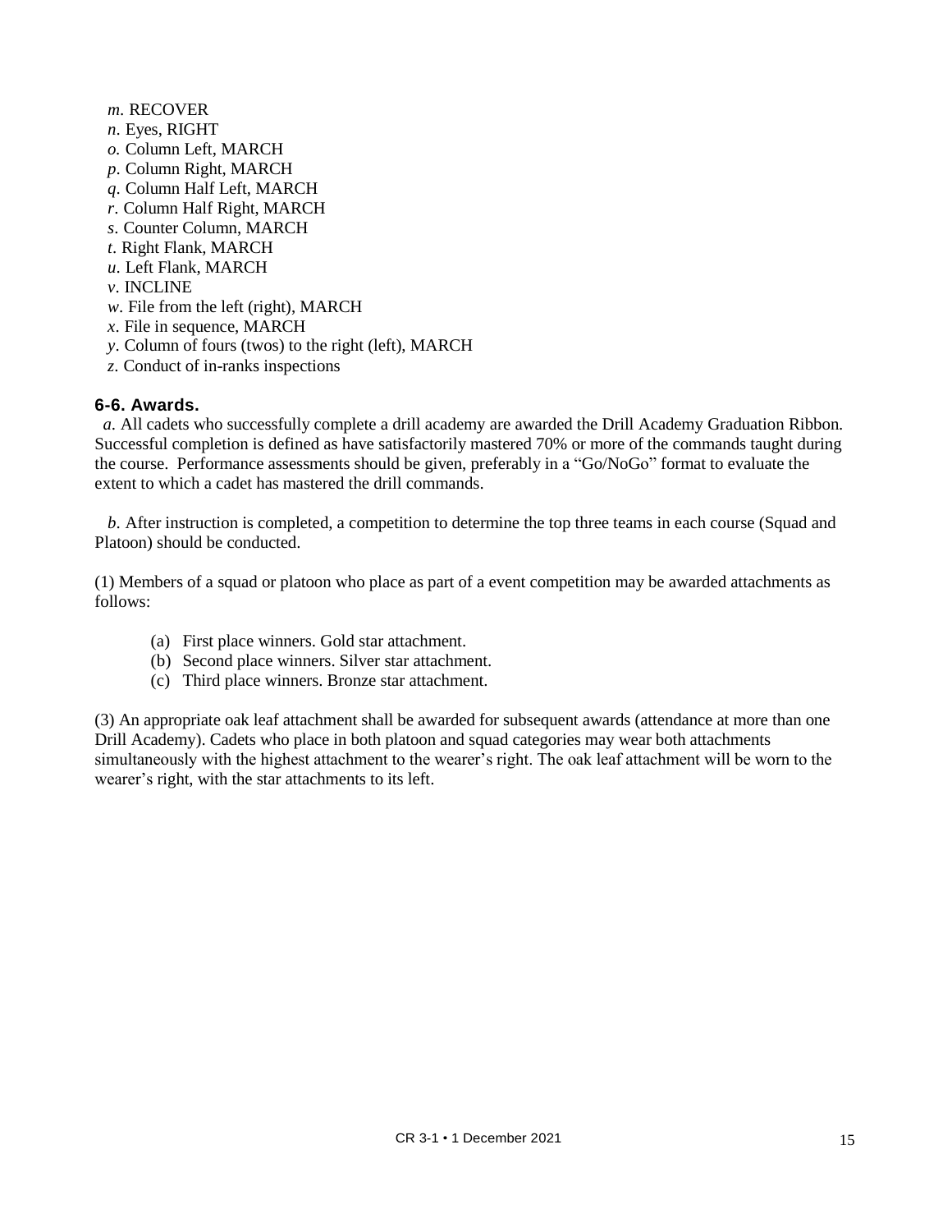*m*. RECOVER
*n*. Eyes, RIGHT
*o.* Column Left, MARCH
*p*. Column Right, MARCH
*q*. Column Half Left, MARCH
*r*. Column Half Right, MARCH
*s*. Counter Column, MARCH
*t*. Right Flank, MARCH
*u*. Left Flank, MARCH
*v*. INCLINE
*w*. File from the left (right), MARCH
*x*. File in sequence, MARCH
*y*. Column of fours (twos) to the right (left), MARCH
*z*. Conduct of in-ranks inspections

### 6-6. Awards.

*a*. All cadets who successfully complete a drill academy are awarded the Drill Academy Graduation Ribbon. Successful completion is defined as have satisfactorily mastered 70% or more of the commands taught during the course. Performance assessments should be given, preferably in a "Go/NoGo" format to evaluate the extent to which a cadet has mastered the drill commands.

*b*. After instruction is completed, a competition to determine the top three teams in each course (Squad and Platoon) should be conducted.

(1) Members of a squad or platoon who place as part of a event competition may be awarded attachments as follows:

(a) First place winners. Gold star attachment.
(b) Second place winners. Silver star attachment.
(c) Third place winners. Bronze star attachment.

(3) An appropriate oak leaf attachment shall be awarded for subsequent awards (attendance at more than one Drill Academy). Cadets who place in both platoon and squad categories may wear both attachments simultaneously with the highest attachment to the wearer's right. The oak leaf attachment will be worn to the wearer's right, with the star attachments to its left.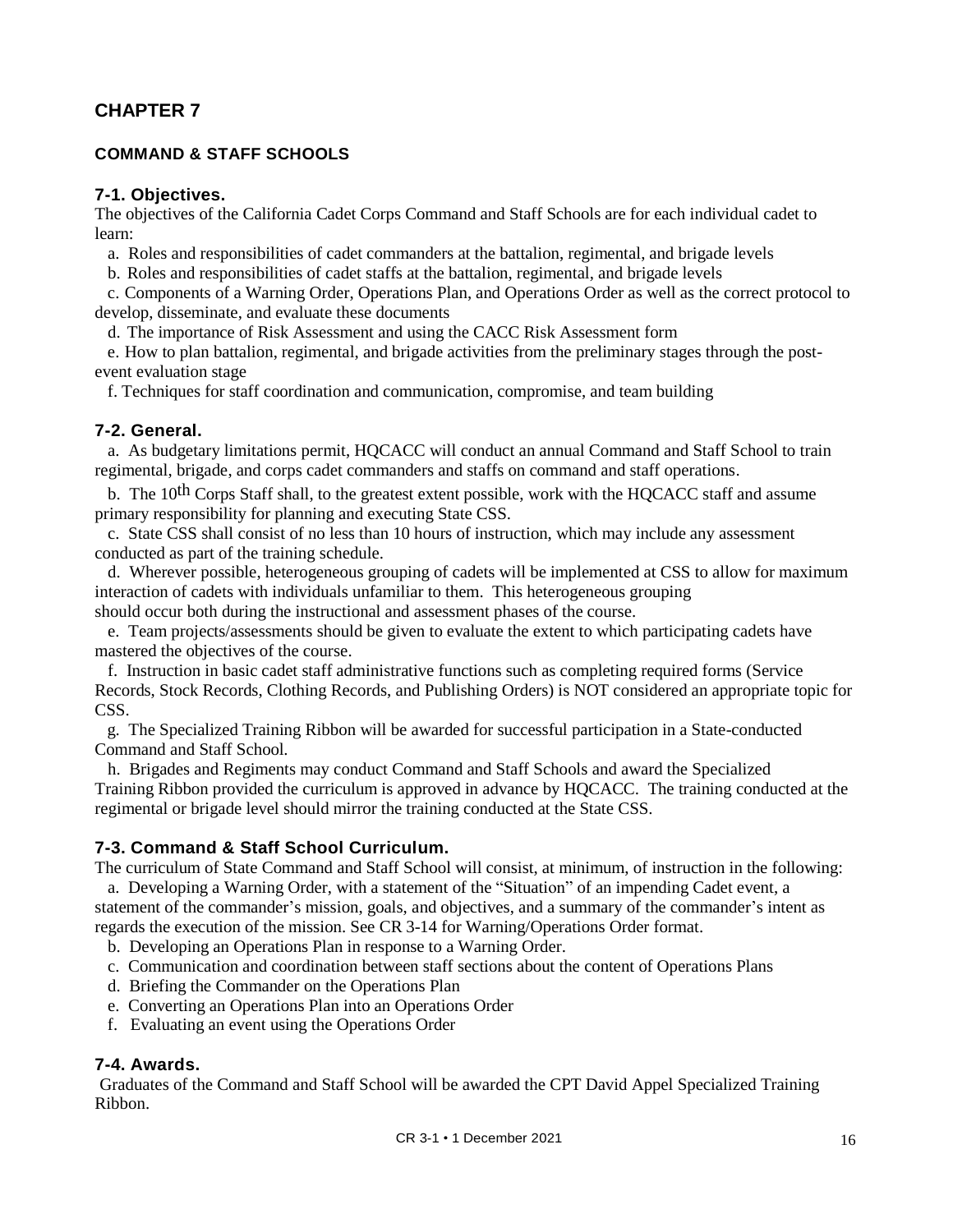# CHAPTER 7

## COMMAND & STAFF SCHOOLS

### 7-1. Objectives.

The objectives of the California Cadet Corps Command and Staff Schools are for each individual cadet to learn:

a. Roles and responsibilities of cadet commanders at the battalion, regimental, and brigade levels

b. Roles and responsibilities of cadet staffs at the battalion, regimental, and brigade levels

c. Components of a Warning Order, Operations Plan, and Operations Order as well as the correct protocol to develop, disseminate, and evaluate these documents

d. The importance of Risk Assessment and using the CACC Risk Assessment form

e. How to plan battalion, regimental, and brigade activities from the preliminary stages through the post-event evaluation stage

f. Techniques for staff coordination and communication, compromise, and team building

### 7-2. General.

a. As budgetary limitations permit, HQCACC will conduct an annual Command and Staff School to train regimental, brigade, and corps cadet commanders and staffs on command and staff operations.

b. The 10th Corps Staff shall, to the greatest extent possible, work with the HQCACC staff and assume primary responsibility for planning and executing State CSS.

c. State CSS shall consist of no less than 10 hours of instruction, which may include any assessment conducted as part of the training schedule.

d. Wherever possible, heterogeneous grouping of cadets will be implemented at CSS to allow for maximum interaction of cadets with individuals unfamiliar to them. This heterogeneous grouping should occur both during the instructional and assessment phases of the course.

e. Team projects/assessments should be given to evaluate the extent to which participating cadets have mastered the objectives of the course.

f. Instruction in basic cadet staff administrative functions such as completing required forms (Service Records, Stock Records, Clothing Records, and Publishing Orders) is NOT considered an appropriate topic for CSS.

g. The Specialized Training Ribbon will be awarded for successful participation in a State-conducted Command and Staff School.

h. Brigades and Regiments may conduct Command and Staff Schools and award the Specialized Training Ribbon provided the curriculum is approved in advance by HQCACC. The training conducted at the regimental or brigade level should mirror the training conducted at the State CSS.

### 7-3. Command & Staff School Curriculum.

The curriculum of State Command and Staff School will consist, at minimum, of instruction in the following:

a. Developing a Warning Order, with a statement of the "Situation" of an impending Cadet event, a statement of the commander's mission, goals, and objectives, and a summary of the commander's intent as regards the execution of the mission. See CR 3-14 for Warning/Operations Order format.

b. Developing an Operations Plan in response to a Warning Order.

c. Communication and coordination between staff sections about the content of Operations Plans

d. Briefing the Commander on the Operations Plan

e. Converting an Operations Plan into an Operations Order

f. Evaluating an event using the Operations Order

### 7-4. Awards.

Graduates of the Command and Staff School will be awarded the CPT David Appel Specialized Training Ribbon.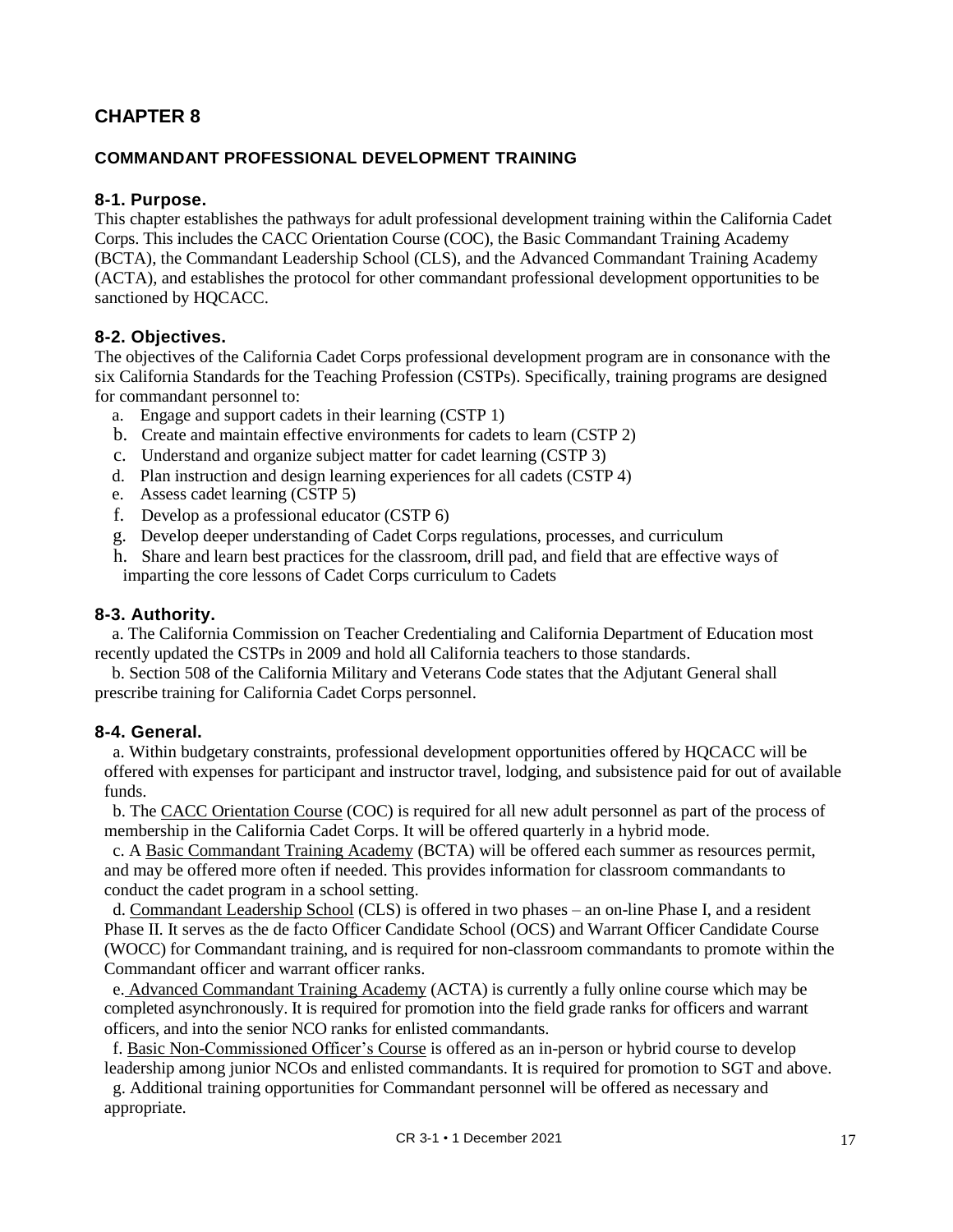# CHAPTER 8

## COMMANDANT PROFESSIONAL DEVELOPMENT TRAINING

### 8-1. Purpose.

This chapter establishes the pathways for adult professional development training within the California Cadet Corps. This includes the CACC Orientation Course (COC), the Basic Commandant Training Academy (BCTA), the Commandant Leadership School (CLS), and the Advanced Commandant Training Academy (ACTA), and establishes the protocol for other commandant professional development opportunities to be sanctioned by HQCACC.

### 8-2. Objectives.

The objectives of the California Cadet Corps professional development program are in consonance with the six California Standards for the Teaching Profession (CSTPs). Specifically, training programs are designed for commandant personnel to:

a. Engage and support cadets in their learning (CSTP 1)
b. Create and maintain effective environments for cadets to learn (CSTP 2)
c. Understand and organize subject matter for cadet learning (CSTP 3)
d. Plan instruction and design learning experiences for all cadets (CSTP 4)
e. Assess cadet learning (CSTP 5)
f. Develop as a professional educator (CSTP 6)
g. Develop deeper understanding of Cadet Corps regulations, processes, and curriculum
h. Share and learn best practices for the classroom, drill pad, and field that are effective ways of imparting the core lessons of Cadet Corps curriculum to Cadets

### 8-3. Authority.

a. The California Commission on Teacher Credentialing and California Department of Education most recently updated the CSTPs in 2009 and hold all California teachers to those standards.

b. Section 508 of the California Military and Veterans Code states that the Adjutant General shall prescribe training for California Cadet Corps personnel.

### 8-4. General.

a. Within budgetary constraints, professional development opportunities offered by HQCACC will be offered with expenses for participant and instructor travel, lodging, and subsistence paid for out of available funds.

b. The CACC Orientation Course (COC) is required for all new adult personnel as part of the process of membership in the California Cadet Corps. It will be offered quarterly in a hybrid mode.

c. A Basic Commandant Training Academy (BCTA) will be offered each summer as resources permit, and may be offered more often if needed. This provides information for classroom commandants to conduct the cadet program in a school setting.

d. Commandant Leadership School (CLS) is offered in two phases – an on-line Phase I, and a resident Phase II. It serves as the de facto Officer Candidate School (OCS) and Warrant Officer Candidate Course (WOCC) for Commandant training, and is required for non-classroom commandants to promote within the Commandant officer and warrant officer ranks.

e. Advanced Commandant Training Academy (ACTA) is currently a fully online course which may be completed asynchronously. It is required for promotion into the field grade ranks for officers and warrant officers, and into the senior NCO ranks for enlisted commandants.

f. Basic Non-Commissioned Officer's Course is offered as an in-person or hybrid course to develop leadership among junior NCOs and enlisted commandants. It is required for promotion to SGT and above.

g. Additional training opportunities for Commandant personnel will be offered as necessary and appropriate.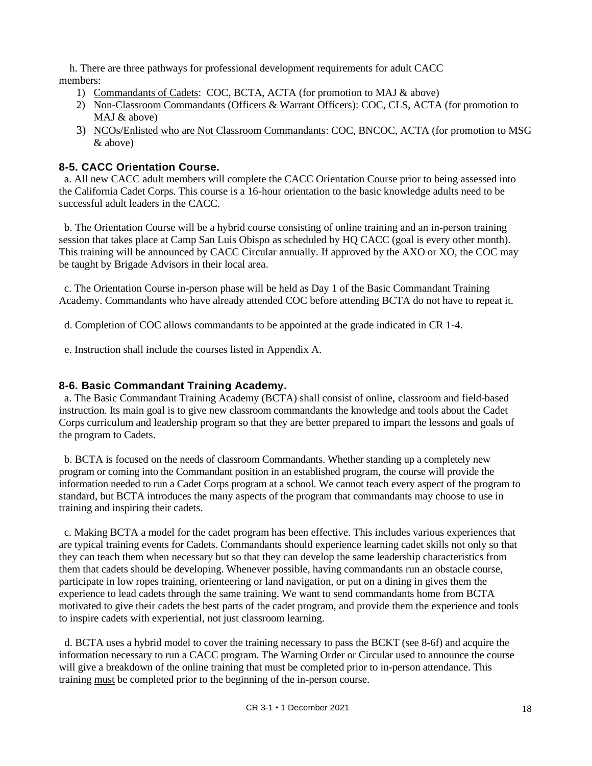h. There are three pathways for professional development requirements for adult CACC members:

1) Commandants of Cadets: COC, BCTA, ACTA (for promotion to MAJ & above)
2) Non-Classroom Commandants (Officers & Warrant Officers): COC, CLS, ACTA (for promotion to MAJ & above)
3) NCOs/Enlisted who are Not Classroom Commandants: COC, BNCOC, ACTA (for promotion to MSG & above)

### 8-5. CACC Orientation Course.

a. All new CACC adult members will complete the CACC Orientation Course prior to being assessed into the California Cadet Corps. This course is a 16-hour orientation to the basic knowledge adults need to be successful adult leaders in the CACC.

b. The Orientation Course will be a hybrid course consisting of online training and an in-person training session that takes place at Camp San Luis Obispo as scheduled by HQ CACC (goal is every other month). This training will be announced by CACC Circular annually. If approved by the AXO or XO, the COC may be taught by Brigade Advisors in their local area.

c. The Orientation Course in-person phase will be held as Day 1 of the Basic Commandant Training Academy. Commandants who have already attended COC before attending BCTA do not have to repeat it.

d. Completion of COC allows commandants to be appointed at the grade indicated in CR 1-4.

e. Instruction shall include the courses listed in Appendix A.

### 8-6. Basic Commandant Training Academy.

a. The Basic Commandant Training Academy (BCTA) shall consist of online, classroom and field-based instruction. Its main goal is to give new classroom commandants the knowledge and tools about the Cadet Corps curriculum and leadership program so that they are better prepared to impart the lessons and goals of the program to Cadets.

b. BCTA is focused on the needs of classroom Commandants. Whether standing up a completely new program or coming into the Commandant position in an established program, the course will provide the information needed to run a Cadet Corps program at a school. We cannot teach every aspect of the program to standard, but BCTA introduces the many aspects of the program that commandants may choose to use in training and inspiring their cadets.

c. Making BCTA a model for the cadet program has been effective. This includes various experiences that are typical training events for Cadets. Commandants should experience learning cadet skills not only so that they can teach them when necessary but so that they can develop the same leadership characteristics from them that cadets should be developing. Whenever possible, having commandants run an obstacle course, participate in low ropes training, orienteering or land navigation, or put on a dining in gives them the experience to lead cadets through the same training. We want to send commandants home from BCTA motivated to give their cadets the best parts of the cadet program, and provide them the experience and tools to inspire cadets with experiential, not just classroom learning.

d. BCTA uses a hybrid model to cover the training necessary to pass the BCKT (see 8-6f) and acquire the information necessary to run a CACC program. The Warning Order or Circular used to announce the course will give a breakdown of the online training that must be completed prior to in-person attendance. This training must be completed prior to the beginning of the in-person course.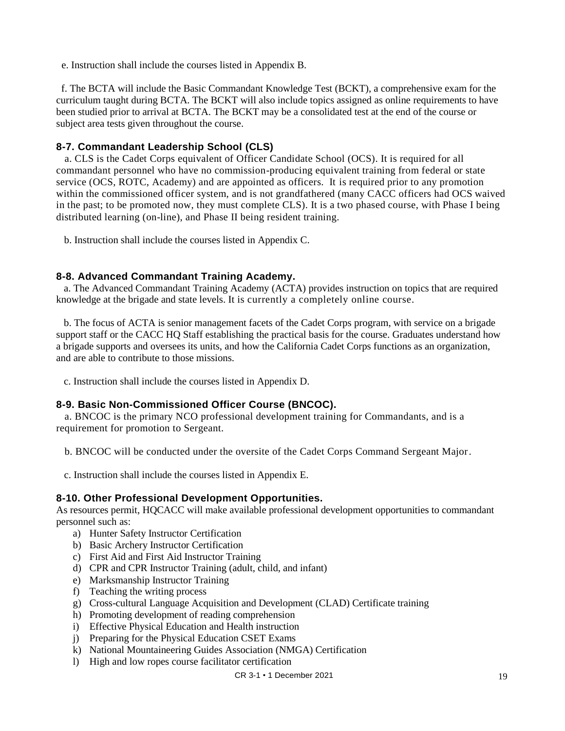e. Instruction shall include the courses listed in Appendix B.

f. The BCTA will include the Basic Commandant Knowledge Test (BCKT), a comprehensive exam for the curriculum taught during BCTA. The BCKT will also include topics assigned as online requirements to have been studied prior to arrival at BCTA. The BCKT may be a consolidated test at the end of the course or subject area tests given throughout the course.

### 8-7. Commandant Leadership School (CLS)

a. CLS is the Cadet Corps equivalent of Officer Candidate School (OCS). It is required for all commandant personnel who have no commission-producing equivalent training from federal or state service (OCS, ROTC, Academy) and are appointed as officers. It is required prior to any promotion within the commissioned officer system, and is not grandfathered (many CACC officers had OCS waived in the past; to be promoted now, they must complete CLS). It is a two phased course, with Phase I being distributed learning (on-line), and Phase II being resident training.

b. Instruction shall include the courses listed in Appendix C.

### 8-8. Advanced Commandant Training Academy.

a. The Advanced Commandant Training Academy (ACTA) provides instruction on topics that are required knowledge at the brigade and state levels. It is currently a completely online course.

b. The focus of ACTA is senior management facets of the Cadet Corps program, with service on a brigade support staff or the CACC HQ Staff establishing the practical basis for the course. Graduates understand how a brigade supports and oversees its units, and how the California Cadet Corps functions as an organization, and are able to contribute to those missions.

c. Instruction shall include the courses listed in Appendix D.

### 8-9. Basic Non-Commissioned Officer Course (BNCOC).

a. BNCOC is the primary NCO professional development training for Commandants, and is a requirement for promotion to Sergeant.

b. BNCOC will be conducted under the oversite of the Cadet Corps Command Sergeant Major.

c. Instruction shall include the courses listed in Appendix E.

### 8-10. Other Professional Development Opportunities.

As resources permit, HQCACC will make available professional development opportunities to commandant personnel such as:

a) Hunter Safety Instructor Certification
b) Basic Archery Instructor Certification
c) First Aid and First Aid Instructor Training
d) CPR and CPR Instructor Training (adult, child, and infant)
e) Marksmanship Instructor Training
f) Teaching the writing process
g) Cross-cultural Language Acquisition and Development (CLAD) Certificate training
h) Promoting development of reading comprehension
i) Effective Physical Education and Health instruction
j) Preparing for the Physical Education CSET Exams
k) National Mountaineering Guides Association (NMGA) Certification
l) High and low ropes course facilitator certification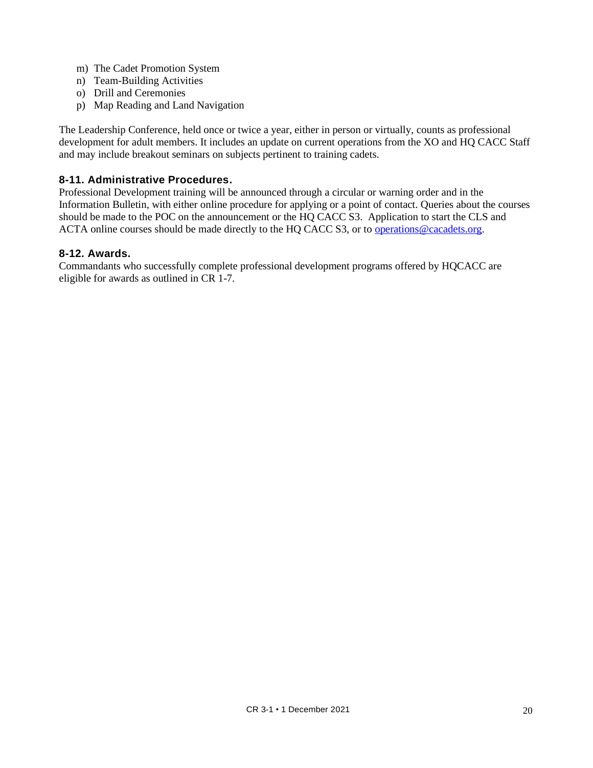m) The Cadet Promotion System
n) Team-Building Activities
o) Drill and Ceremonies
p) Map Reading and Land Navigation

The Leadership Conference, held once or twice a year, either in person or virtually, counts as professional development for adult members. It includes an update on current operations from the XO and HQ CACC Staff and may include breakout seminars on subjects pertinent to training cadets.

### 8-11. Administrative Procedures.

Professional Development training will be announced through a circular or warning order and in the Information Bulletin, with either online procedure for applying or a point of contact. Queries about the courses should be made to the POC on the announcement or the HQ CACC S3. Application to start the CLS and ACTA online courses should be made directly to the HQ CACC S3, or to [operations@cacadets.org](mailto:operations@cacadets.org).

### 8-12. Awards.

Commandants who successfully complete professional development programs offered by HQCACC are eligible for awards as outlined in CR 1-7.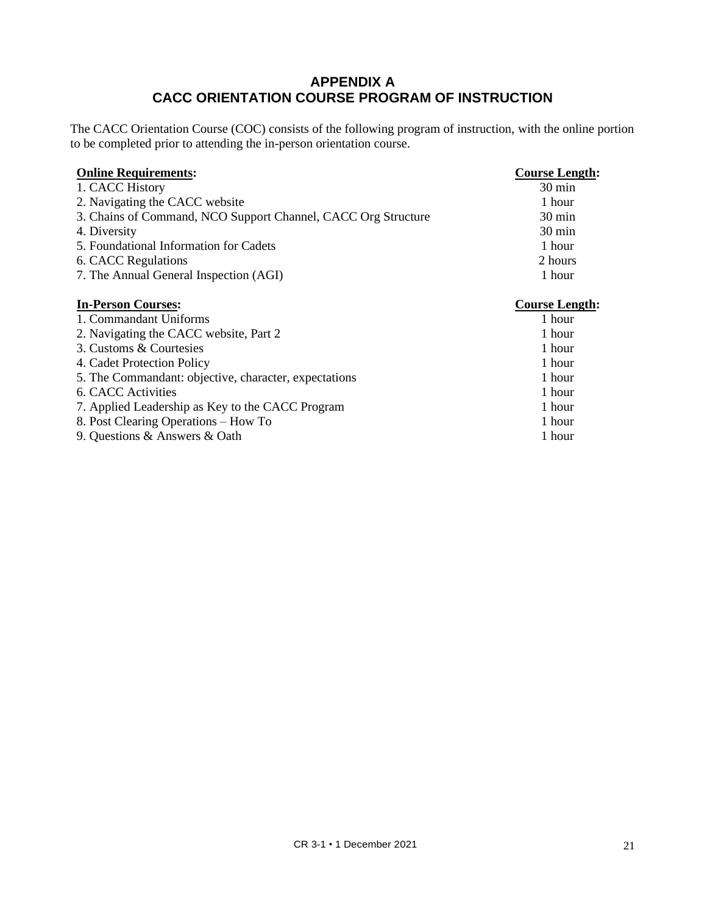# APPENDIX A
# CACC ORIENTATION COURSE PROGRAM OF INSTRUCTION

The CACC Orientation Course (COC) consists of the following program of instruction, with the online portion to be completed prior to attending the in-person orientation course.

| **Online Requirements:** | **Course Length:** |
|---|---|
| 1. CACC History | 30 min |
| 2. Navigating the CACC website | 1 hour |
| 3. Chains of Command, NCO Support Channel, CACC Org Structure | 30 min |
| 4. Diversity | 30 min |
| 5. Foundational Information for Cadets | 1 hour |
| 6. CACC Regulations | 2 hours |
| 7. The Annual General Inspection (AGI) | 1 hour |

| **In-Person Courses:** | **Course Length:** |
|---|---|
| 1. Commandant Uniforms | 1 hour |
| 2. Navigating the CACC website, Part 2 | 1 hour |
| 3. Customs & Courtesies | 1 hour |
| 4. Cadet Protection Policy | 1 hour |
| 5. The Commandant: objective, character, expectations | 1 hour |
| 6. CACC Activities | 1 hour |
| 7. Applied Leadership as Key to the CACC Program | 1 hour |
| 8. Post Clearing Operations – How To | 1 hour |
| 9. Questions & Answers & Oath | 1 hour |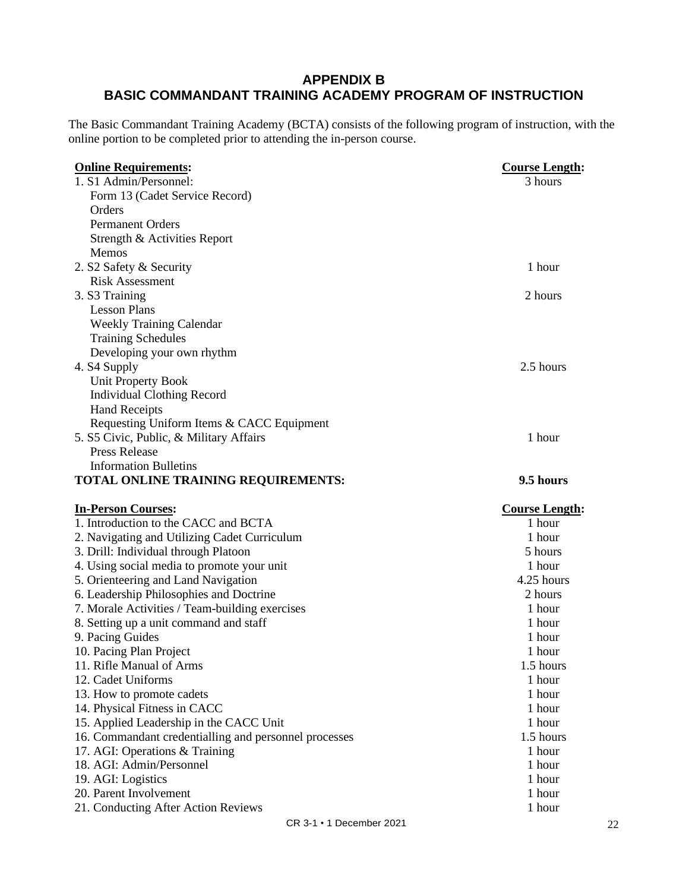# APPENDIX B
# BASIC COMMANDANT TRAINING ACADEMY PROGRAM OF INSTRUCTION

The Basic Commandant Training Academy (BCTA) consists of the following program of instruction, with the online portion to be completed prior to attending the in-person course.

| **Online Requirements:** | **Course Length:** |
|---|---|
| 1. S1 Admin/Personnel: | 3 hours |
| Form 13 (Cadet Service Record) | |
| Orders | |
| Permanent Orders | |
| Strength & Activities Report | |
| Memos | |
| 2. S2 Safety & Security | 1 hour |
| Risk Assessment | |
| 3. S3 Training | 2 hours |
| Lesson Plans | |
| Weekly Training Calendar | |
| Training Schedules | |
| Developing your own rhythm | |
| 4. S4 Supply | 2.5 hours |
| Unit Property Book | |
| Individual Clothing Record | |
| Hand Receipts | |
| Requesting Uniform Items & CACC Equipment | |
| 5. S5 Civic, Public, & Military Affairs | 1 hour |
| Press Release | |
| Information Bulletins | |
| **TOTAL ONLINE TRAINING REQUIREMENTS:** | **9.5 hours** |

| **In-Person Courses:** | **Course Length:** |
|---|---|
| 1. Introduction to the CACC and BCTA | 1 hour |
| 2. Navigating and Utilizing Cadet Curriculum | 1 hour |
| 3. Drill: Individual through Platoon | 5 hours |
| 4. Using social media to promote your unit | 1 hour |
| 5. Orienteering and Land Navigation | 4.25 hours |
| 6. Leadership Philosophies and Doctrine | 2 hours |
| 7. Morale Activities / Team-building exercises | 1 hour |
| 8. Setting up a unit command and staff | 1 hour |
| 9. Pacing Guides | 1 hour |
| 10. Pacing Plan Project | 1 hour |
| 11. Rifle Manual of Arms | 1.5 hours |
| 12. Cadet Uniforms | 1 hour |
| 13. How to promote cadets | 1 hour |
| 14. Physical Fitness in CACC | 1 hour |
| 15. Applied Leadership in the CACC Unit | 1 hour |
| 16. Commandant credentialling and personnel processes | 1.5 hours |
| 17. AGI: Operations & Training | 1 hour |
| 18. AGI: Admin/Personnel | 1 hour |
| 19. AGI: Logistics | 1 hour |
| 20. Parent Involvement | 1 hour |
| 21. Conducting After Action Reviews | 1 hour |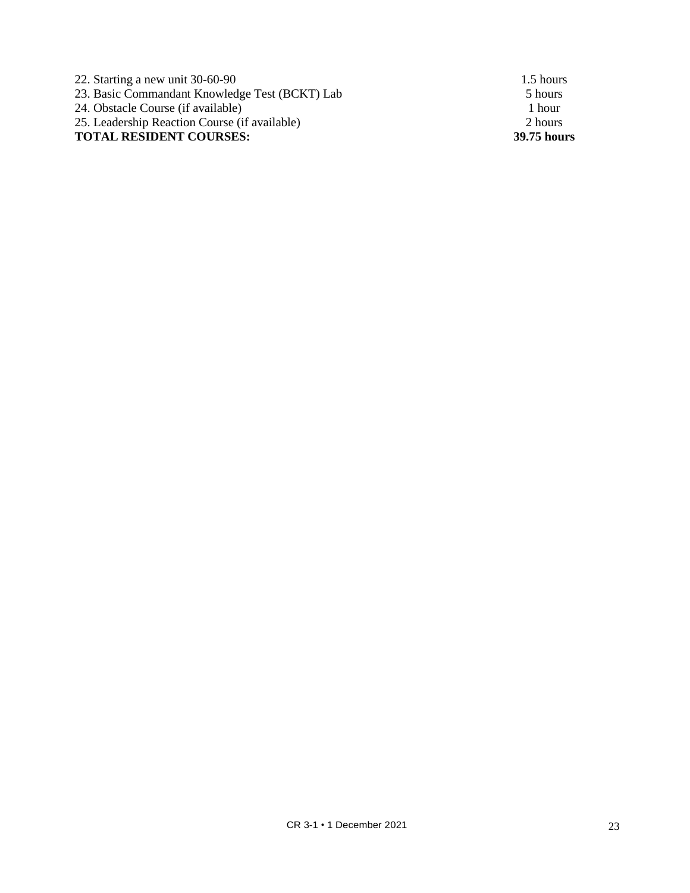| | |
|---|---|
| 22. Starting a new unit 30-60-90 | 1.5 hours |
| 23. Basic Commandant Knowledge Test (BCKT) Lab | 5 hours |
| 24. Obstacle Course (if available) | 1 hour |
| 25. Leadership Reaction Course (if available) | 2 hours |
| **TOTAL RESIDENT COURSES:** | **39.75 hours** |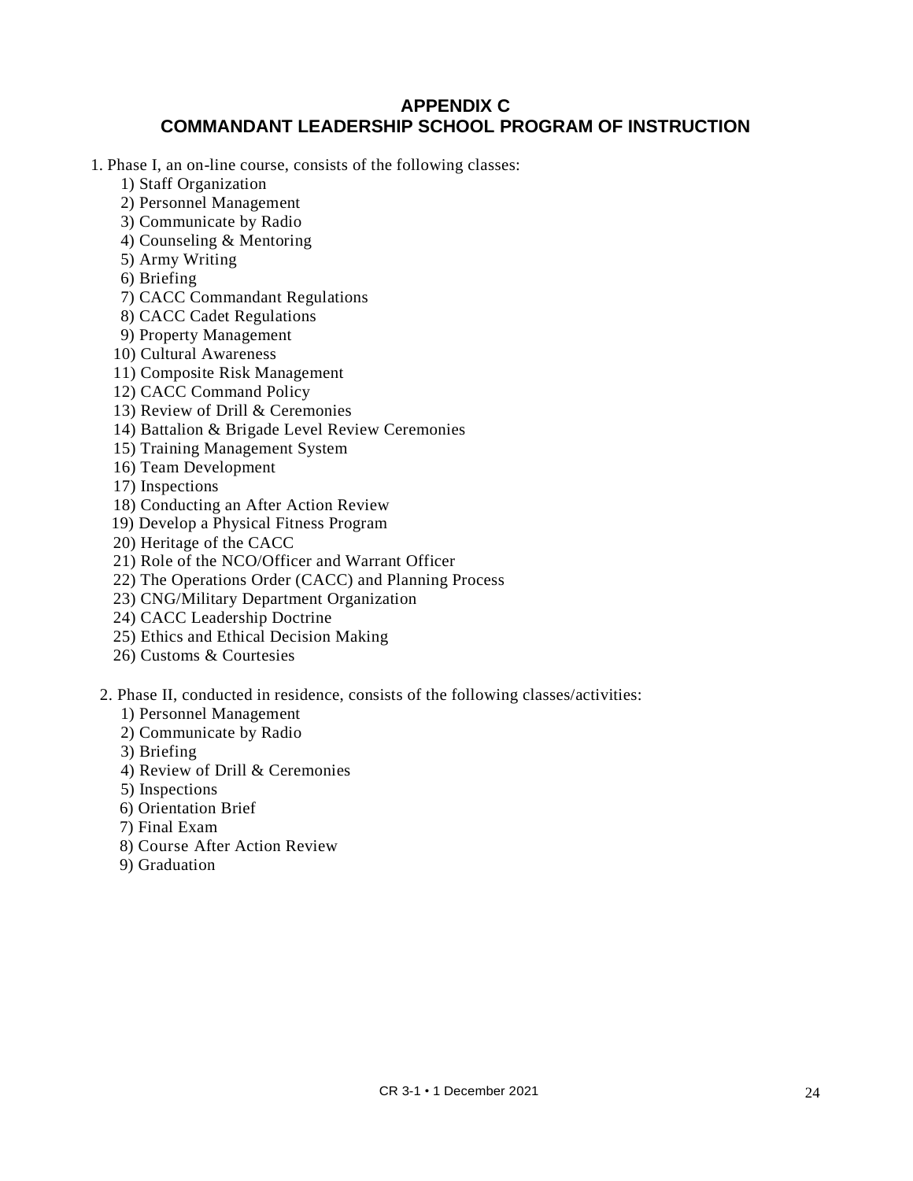# APPENDIX C
# COMMANDANT LEADERSHIP SCHOOL PROGRAM OF INSTRUCTION

1. Phase I, an on-line course, consists of the following classes:

    1) Staff Organization
    2) Personnel Management
    3) Communicate by Radio
    4) Counseling & Mentoring
    5) Army Writing
    6) Briefing
    7) CACC Commandant Regulations
    8) CACC Cadet Regulations
    9) Property Management
    10) Cultural Awareness
    11) Composite Risk Management
    12) CACC Command Policy
    13) Review of Drill & Ceremonies
    14) Battalion & Brigade Level Review Ceremonies
    15) Training Management System
    16) Team Development
    17) Inspections
    18) Conducting an After Action Review
    19) Develop a Physical Fitness Program
    20) Heritage of the CACC
    21) Role of the NCO/Officer and Warrant Officer
    22) The Operations Order (CACC) and Planning Process
    23) CNG/Military Department Organization
    24) CACC Leadership Doctrine
    25) Ethics and Ethical Decision Making
    26) Customs & Courtesies

2. Phase II, conducted in residence, consists of the following classes/activities:

    1) Personnel Management
    2) Communicate by Radio
    3) Briefing
    4) Review of Drill & Ceremonies
    5) Inspections
    6) Orientation Brief
    7) Final Exam
    8) Course After Action Review
    9) Graduation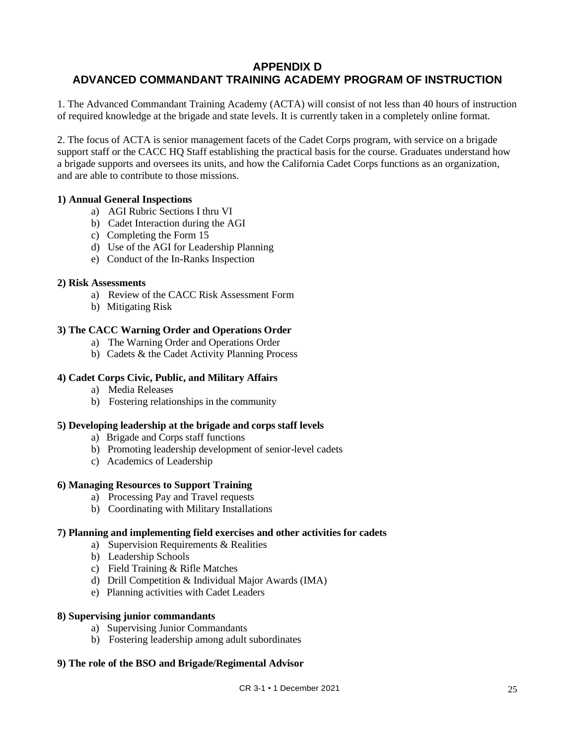# APPENDIX D
# ADVANCED COMMANDANT TRAINING ACADEMY PROGRAM OF INSTRUCTION

1. The Advanced Commandant Training Academy (ACTA) will consist of not less than 40 hours of instruction of required knowledge at the brigade and state levels. It is currently taken in a completely online format.

2. The focus of ACTA is senior management facets of the Cadet Corps program, with service on a brigade support staff or the CACC HQ Staff establishing the practical basis for the course. Graduates understand how a brigade supports and oversees its units, and how the California Cadet Corps functions as an organization, and are able to contribute to those missions.

**1) Annual General Inspections**

- a) AGI Rubric Sections I thru VI
- b) Cadet Interaction during the AGI
- c) Completing the Form 15
- d) Use of the AGI for Leadership Planning
- e) Conduct of the In-Ranks Inspection

**2) Risk Assessments**

- a) Review of the CACC Risk Assessment Form
- b) Mitigating Risk

**3) The CACC Warning Order and Operations Order**

- a) The Warning Order and Operations Order
- b) Cadets & the Cadet Activity Planning Process

**4) Cadet Corps Civic, Public, and Military Affairs**

- a) Media Releases
- b) Fostering relationships in the community

**5) Developing leadership at the brigade and corps staff levels**

- a) Brigade and Corps staff functions
- b) Promoting leadership development of senior-level cadets
- c) Academics of Leadership

**6) Managing Resources to Support Training**

- a) Processing Pay and Travel requests
- b) Coordinating with Military Installations

**7) Planning and implementing field exercises and other activities for cadets**

- a) Supervision Requirements & Realities
- b) Leadership Schools
- c) Field Training & Rifle Matches
- d) Drill Competition & Individual Major Awards (IMA)
- e) Planning activities with Cadet Leaders

**8) Supervising junior commandants**

- a) Supervising Junior Commandants
- b) Fostering leadership among adult subordinates

**9) The role of the BSO and Brigade/Regimental Advisor**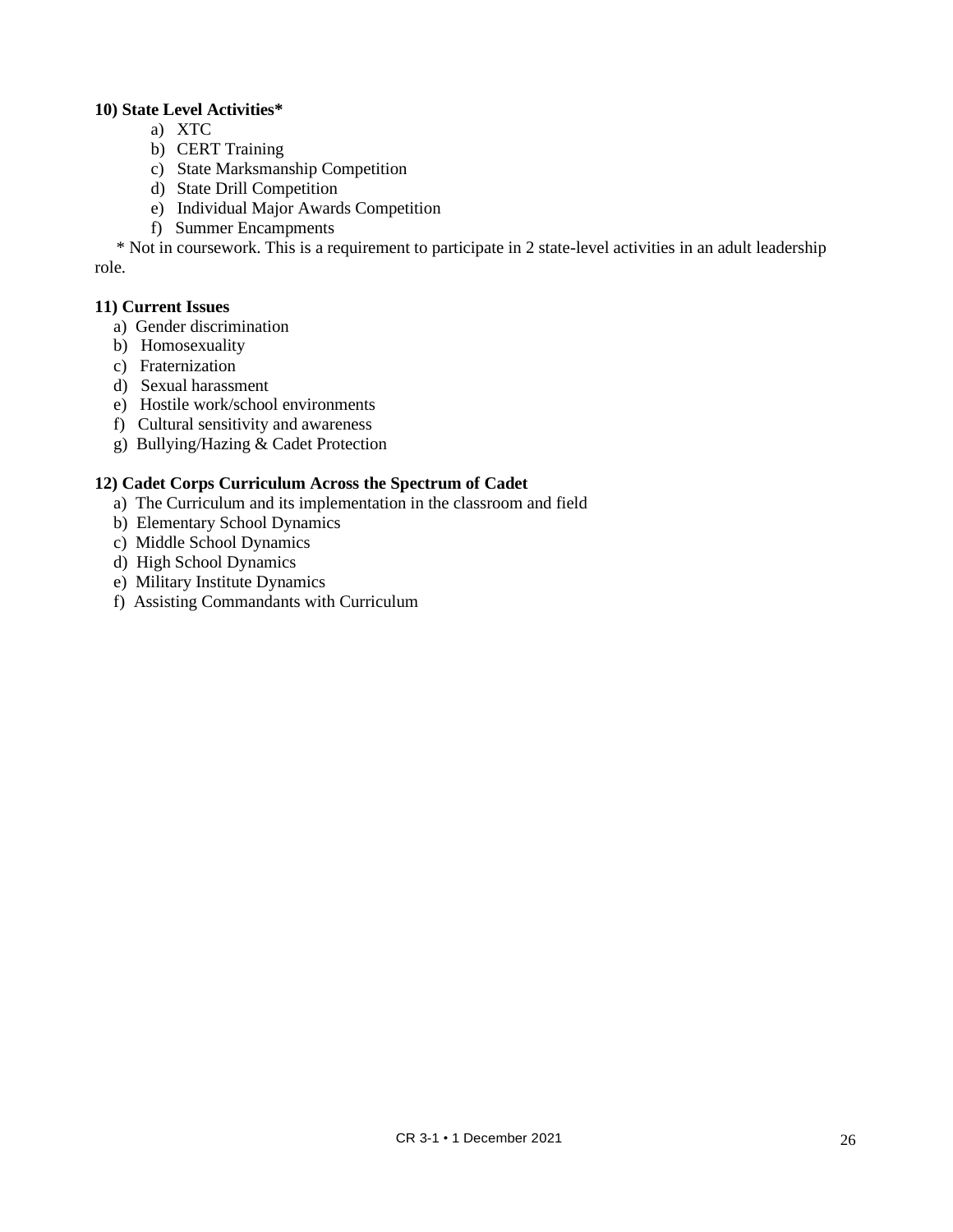**10) State Level Activities***

a) XTC
b) CERT Training
c) State Marksmanship Competition
d) State Drill Competition
e) Individual Major Awards Competition
f) Summer Encampments

\* Not in coursework. This is a requirement to participate in 2 state-level activities in an adult leadership role.

**11) Current Issues**

a) Gender discrimination
b) Homosexuality
c) Fraternization
d) Sexual harassment
e) Hostile work/school environments
f) Cultural sensitivity and awareness
g) Bullying/Hazing & Cadet Protection

**12) Cadet Corps Curriculum Across the Spectrum of Cadet**

a) The Curriculum and its implementation in the classroom and field
b) Elementary School Dynamics
c) Middle School Dynamics
d) High School Dynamics
e) Military Institute Dynamics
f) Assisting Commandants with Curriculum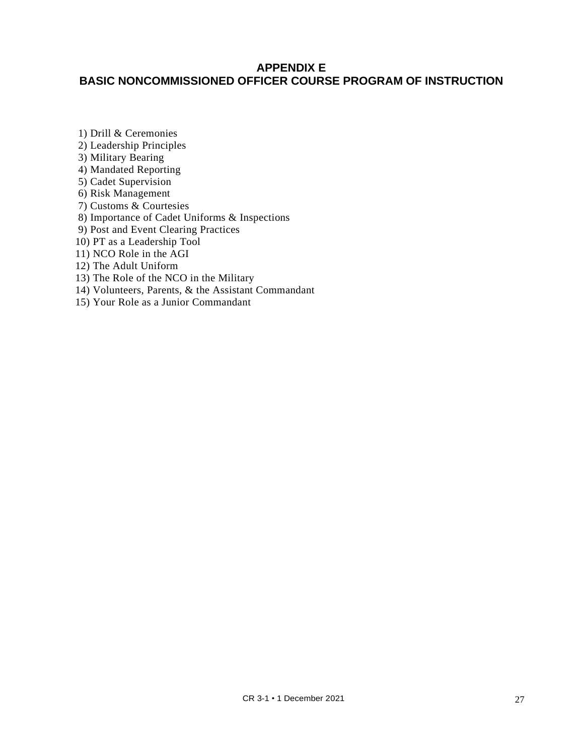# APPENDIX E
# BASIC NONCOMMISSIONED OFFICER COURSE PROGRAM OF INSTRUCTION

1) Drill & Ceremonies
2) Leadership Principles
3) Military Bearing
4) Mandated Reporting
5) Cadet Supervision
6) Risk Management
7) Customs & Courtesies
8) Importance of Cadet Uniforms & Inspections
9) Post and Event Clearing Practices
10) PT as a Leadership Tool
11) NCO Role in the AGI
12) The Adult Uniform
13) The Role of the NCO in the Military
14) Volunteers, Parents, & the Assistant Commandant
15) Your Role as a Junior Commandant